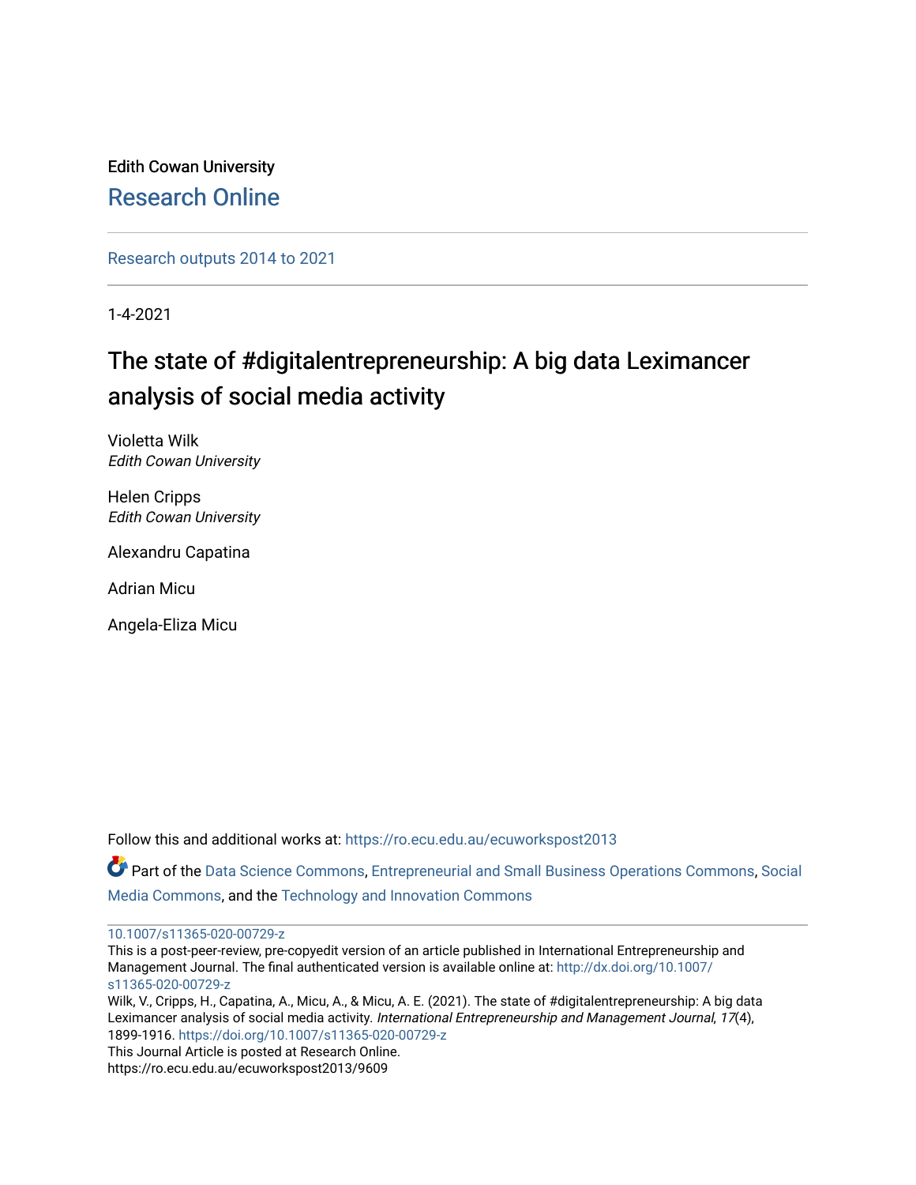Edith Cowan University

Research Online

Research outputs 2014 to 2021

1-4-2021

# The state of #digitalentrepreneurship: A big data Leximancer analysis of social media activity

Violetta Wilk
*Edith Cowan University*

Helen Cripps
*Edith Cowan University*

Alexandru Capatina

Adrian Micu

Angela-Eliza Micu

Follow this and additional works at: https://ro.ecu.edu.au/ecuworkspost2013

Part of the Data Science Commons, Entrepreneurial and Small Business Operations Commons, Social Media Commons, and the Technology and Innovation Commons

10.1007/s11365-020-00729-z

This is a post-peer-review, pre-copyedit version of an article published in International Entrepreneurship and Management Journal. The final authenticated version is available online at: http://dx.doi.org/10.1007/s11365-020-00729-z

Wilk, V., Cripps, H., Capatina, A., Micu, A., & Micu, A. E. (2021). The state of #digitalentrepreneurship: A big data Leximancer analysis of social media activity. *International Entrepreneurship and Management Journal*, *17*(4), 1899-1916. https://doi.org/10.1007/s11365-020-00729-z

This Journal Article is posted at Research Online.
https://ro.ecu.edu.au/ecuworkspost2013/9609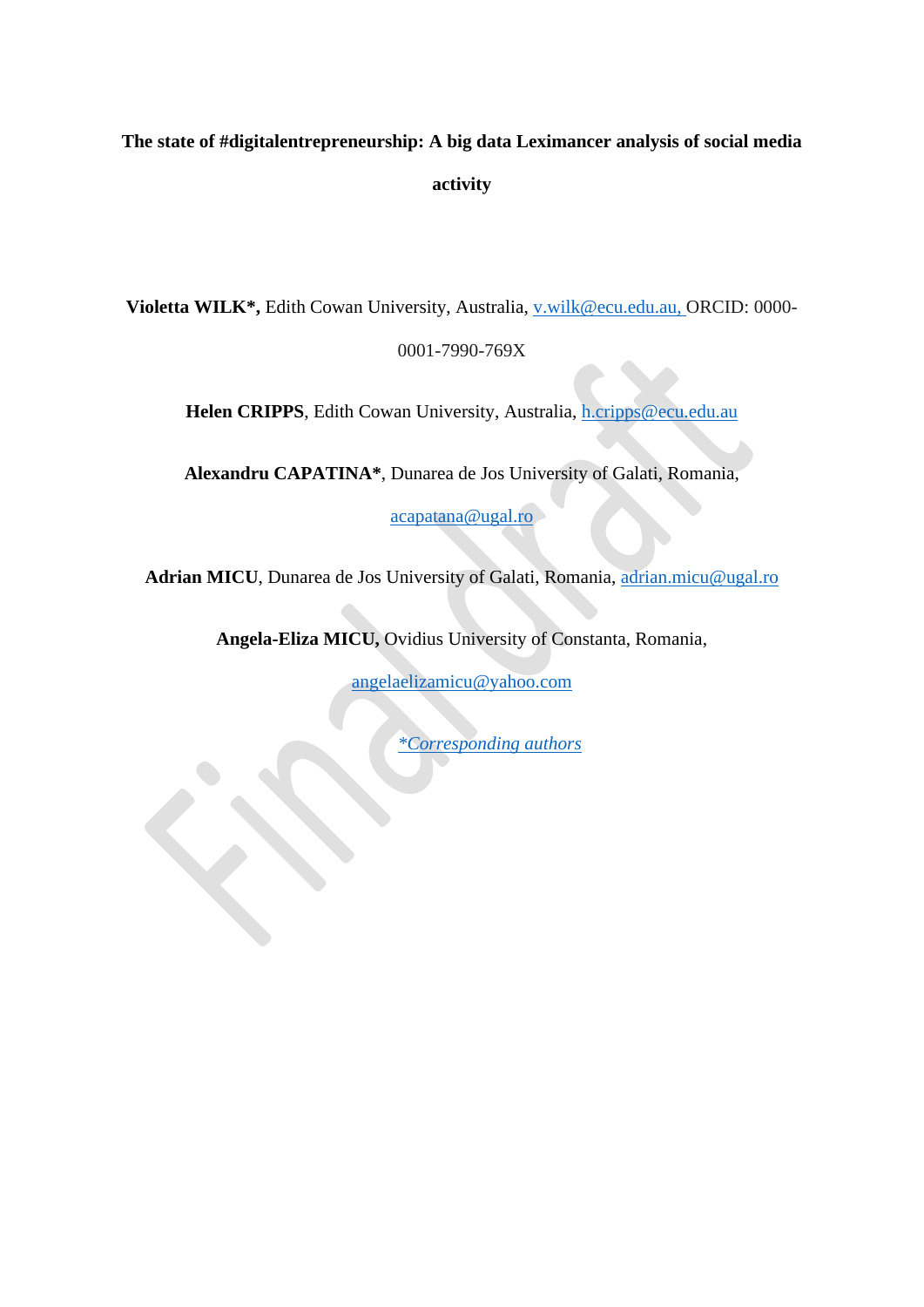**The state of #digitalentrepreneurship: A big data Leximancer analysis of social media activity**

**Violetta WILK*,** Edith Cowan University, Australia, v.wilk@ecu.edu.au, ORCID: 0000-0001-7990-769X

**Helen CRIPPS**, Edith Cowan University, Australia, h.cripps@ecu.edu.au

**Alexandru CAPATINA***, Dunarea de Jos University of Galati, Romania, acapatana@ugal.ro

**Adrian MICU**, Dunarea de Jos University of Galati, Romania, adrian.micu@ugal.ro

**Angela-Eliza MICU,** Ovidius University of Constanta, Romania, angelaelizamicu@yahoo.com

*\*Corresponding authors*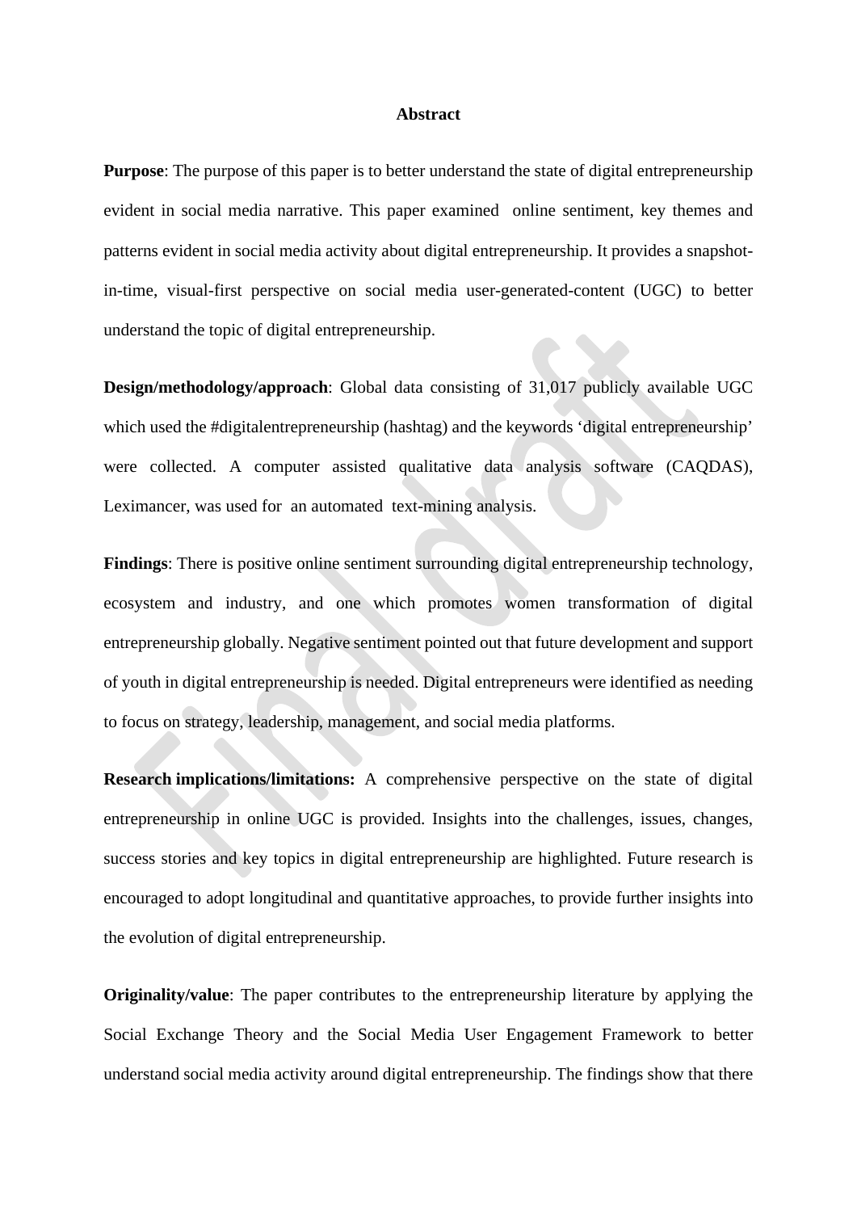## Abstract

**Purpose**: The purpose of this paper is to better understand the state of digital entrepreneurship evident in social media narrative. This paper examined online sentiment, key themes and patterns evident in social media activity about digital entrepreneurship. It provides a snapshot-in-time, visual-first perspective on social media user-generated-content (UGC) to better understand the topic of digital entrepreneurship.

**Design/methodology/approach**: Global data consisting of 31,017 publicly available UGC which used the #digitalentrepreneurship (hashtag) and the keywords 'digital entrepreneurship' were collected. A computer assisted qualitative data analysis software (CAQDAS), Leximancer, was used for an automated text-mining analysis.

**Findings**: There is positive online sentiment surrounding digital entrepreneurship technology, ecosystem and industry, and one which promotes women transformation of digital entrepreneurship globally. Negative sentiment pointed out that future development and support of youth in digital entrepreneurship is needed. Digital entrepreneurs were identified as needing to focus on strategy, leadership, management, and social media platforms.

**Research implications/limitations:** A comprehensive perspective on the state of digital entrepreneurship in online UGC is provided. Insights into the challenges, issues, changes, success stories and key topics in digital entrepreneurship are highlighted. Future research is encouraged to adopt longitudinal and quantitative approaches, to provide further insights into the evolution of digital entrepreneurship.

**Originality/value**: The paper contributes to the entrepreneurship literature by applying the Social Exchange Theory and the Social Media User Engagement Framework to better understand social media activity around digital entrepreneurship. The findings show that there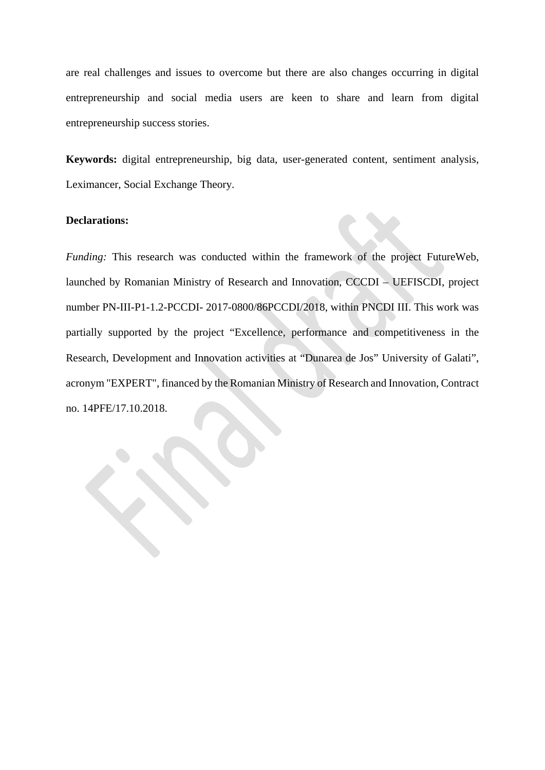are real challenges and issues to overcome but there are also changes occurring in digital entrepreneurship and social media users are keen to share and learn from digital entrepreneurship success stories.

**Keywords:** digital entrepreneurship, big data, user-generated content, sentiment analysis, Leximancer, Social Exchange Theory.

**Declarations:**

*Funding:* This research was conducted within the framework of the project FutureWeb, launched by Romanian Ministry of Research and Innovation, CCCDI – UEFISCDI, project number PN-III-P1-1.2-PCCDI- 2017-0800/86PCCDI/2018, within PNCDI III. This work was partially supported by the project "Excellence, performance and competitiveness in the Research, Development and Innovation activities at "Dunarea de Jos" University of Galati", acronym "EXPERT", financed by the Romanian Ministry of Research and Innovation, Contract no. 14PFE/17.10.2018.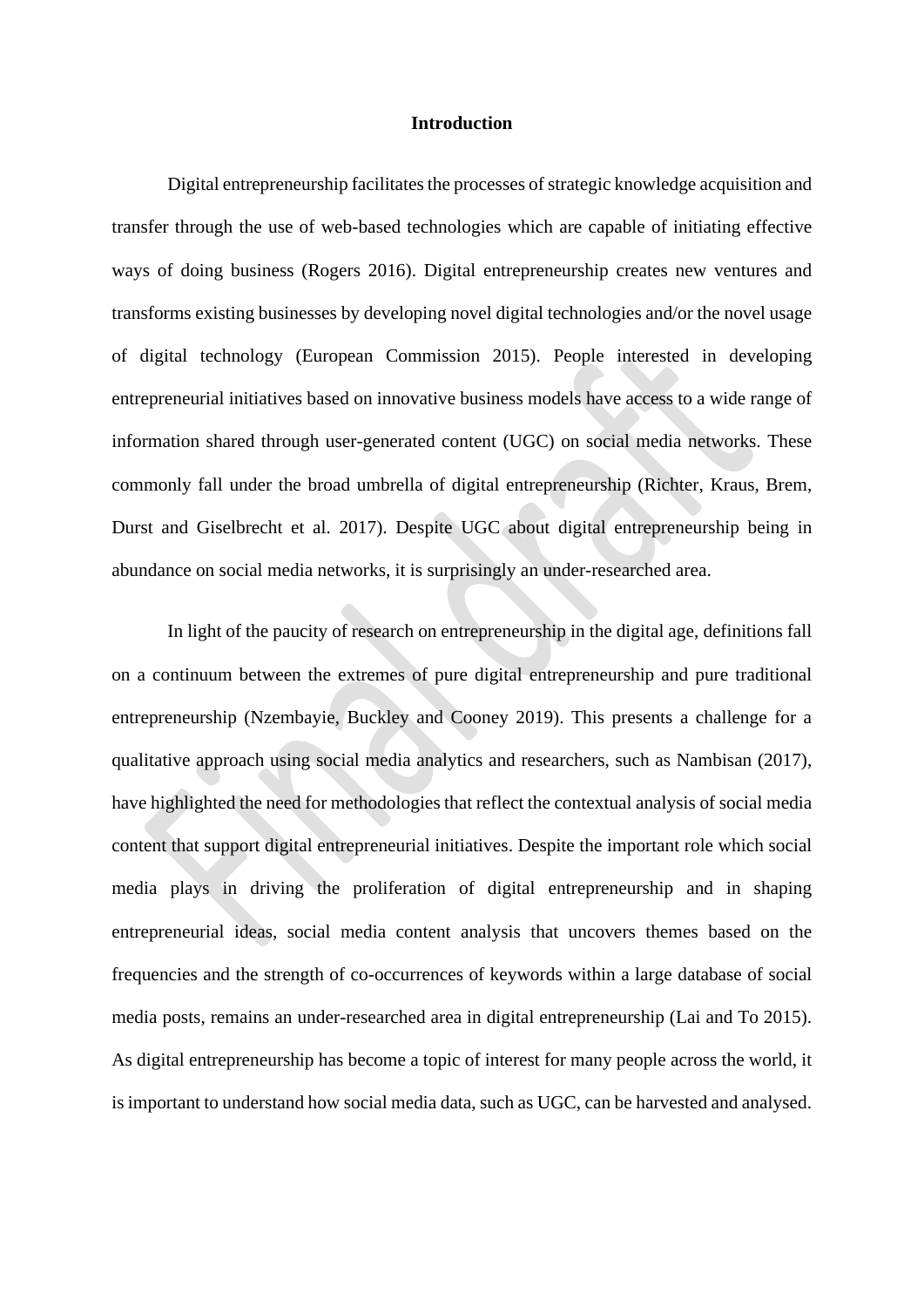## Introduction

Digital entrepreneurship facilitates the processes of strategic knowledge acquisition and transfer through the use of web-based technologies which are capable of initiating effective ways of doing business (Rogers 2016). Digital entrepreneurship creates new ventures and transforms existing businesses by developing novel digital technologies and/or the novel usage of digital technology (European Commission 2015). People interested in developing entrepreneurial initiatives based on innovative business models have access to a wide range of information shared through user-generated content (UGC) on social media networks. These commonly fall under the broad umbrella of digital entrepreneurship (Richter, Kraus, Brem, Durst and Giselbrecht et al. 2017). Despite UGC about digital entrepreneurship being in abundance on social media networks, it is surprisingly an under-researched area.

In light of the paucity of research on entrepreneurship in the digital age, definitions fall on a continuum between the extremes of pure digital entrepreneurship and pure traditional entrepreneurship (Nzembayie, Buckley and Cooney 2019). This presents a challenge for a qualitative approach using social media analytics and researchers, such as Nambisan (2017), have highlighted the need for methodologies that reflect the contextual analysis of social media content that support digital entrepreneurial initiatives. Despite the important role which social media plays in driving the proliferation of digital entrepreneurship and in shaping entrepreneurial ideas, social media content analysis that uncovers themes based on the frequencies and the strength of co-occurrences of keywords within a large database of social media posts, remains an under-researched area in digital entrepreneurship (Lai and To 2015). As digital entrepreneurship has become a topic of interest for many people across the world, it is important to understand how social media data, such as UGC, can be harvested and analysed.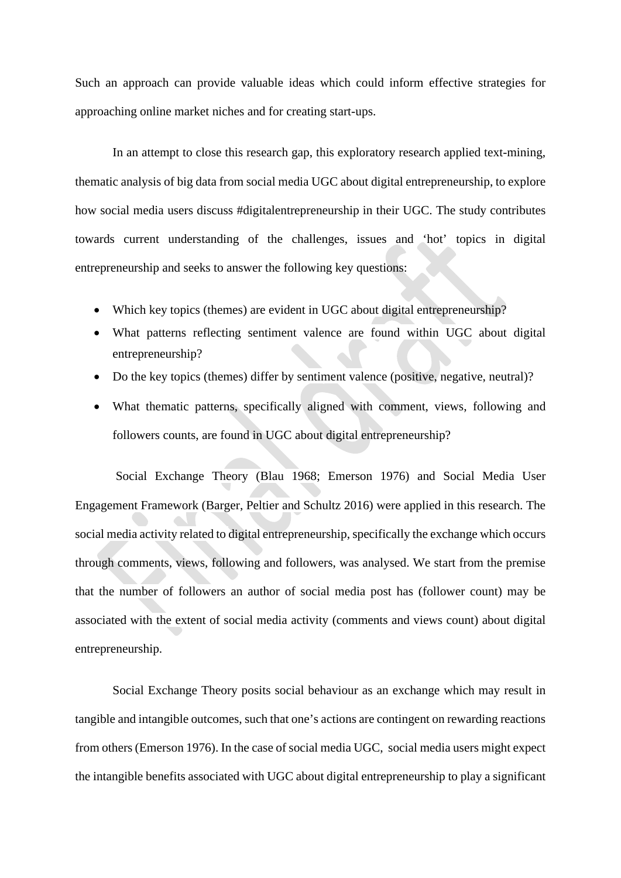Such an approach can provide valuable ideas which could inform effective strategies for approaching online market niches and for creating start-ups.

In an attempt to close this research gap, this exploratory research applied text-mining, thematic analysis of big data from social media UGC about digital entrepreneurship, to explore how social media users discuss #digitalentrepreneurship in their UGC. The study contributes towards current understanding of the challenges, issues and 'hot' topics in digital entrepreneurship and seeks to answer the following key questions:

- Which key topics (themes) are evident in UGC about digital entrepreneurship?
- What patterns reflecting sentiment valence are found within UGC about digital entrepreneurship?
- Do the key topics (themes) differ by sentiment valence (positive, negative, neutral)?
- What thematic patterns, specifically aligned with comment, views, following and followers counts, are found in UGC about digital entrepreneurship?

Social Exchange Theory (Blau 1968; Emerson 1976) and Social Media User Engagement Framework (Barger, Peltier and Schultz 2016) were applied in this research. The social media activity related to digital entrepreneurship, specifically the exchange which occurs through comments, views, following and followers, was analysed. We start from the premise that the number of followers an author of social media post has (follower count) may be associated with the extent of social media activity (comments and views count) about digital entrepreneurship.

Social Exchange Theory posits social behaviour as an exchange which may result in tangible and intangible outcomes, such that one's actions are contingent on rewarding reactions from others (Emerson 1976). In the case of social media UGC, social media users might expect the intangible benefits associated with UGC about digital entrepreneurship to play a significant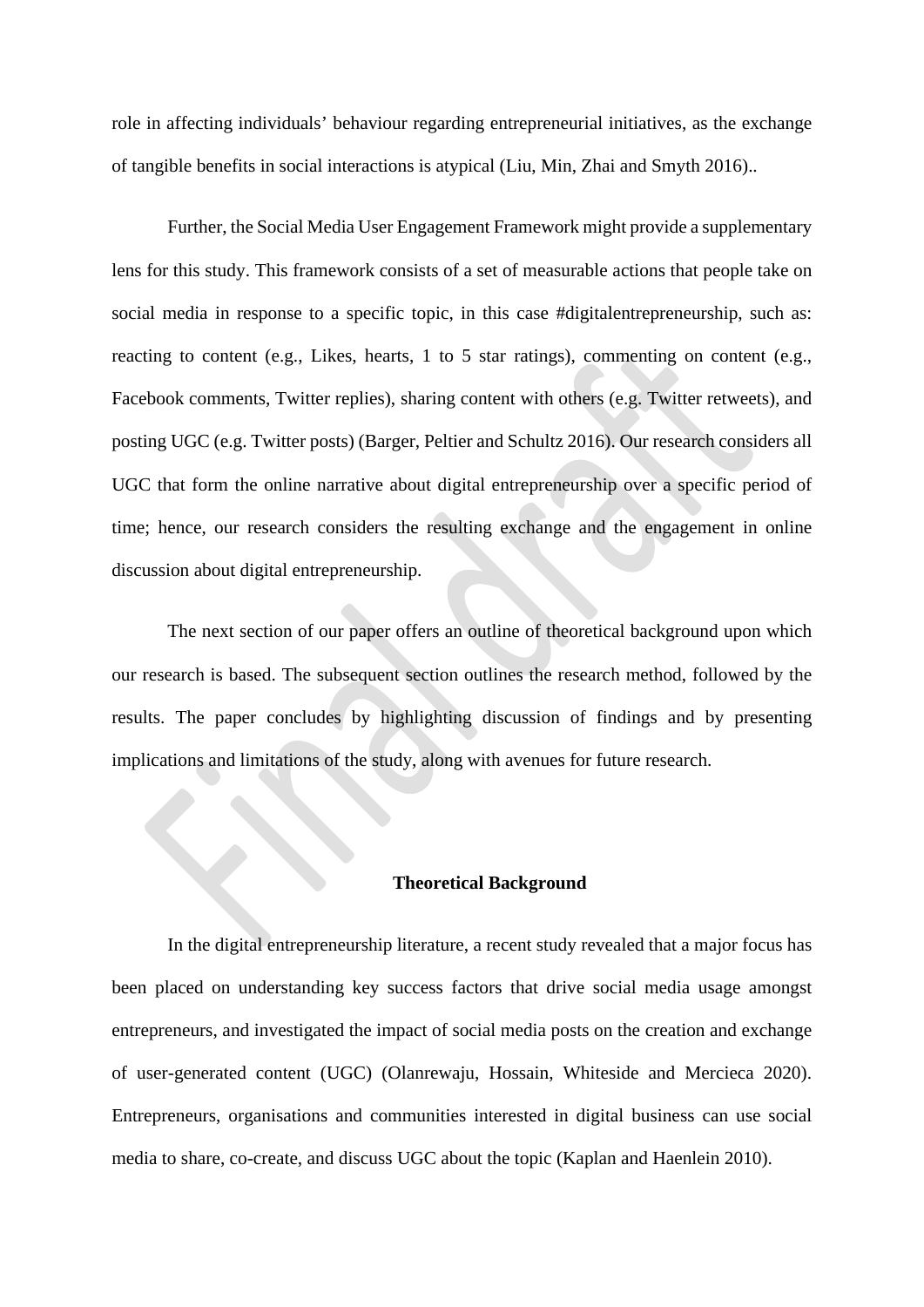role in affecting individuals' behaviour regarding entrepreneurial initiatives, as the exchange of tangible benefits in social interactions is atypical (Liu, Min, Zhai and Smyth 2016)..

Further, the Social Media User Engagement Framework might provide a supplementary lens for this study. This framework consists of a set of measurable actions that people take on social media in response to a specific topic, in this case #digitalentrepreneurship, such as: reacting to content (e.g., Likes, hearts, 1 to 5 star ratings), commenting on content (e.g., Facebook comments, Twitter replies), sharing content with others (e.g. Twitter retweets), and posting UGC (e.g. Twitter posts) (Barger, Peltier and Schultz 2016). Our research considers all UGC that form the online narrative about digital entrepreneurship over a specific period of time; hence, our research considers the resulting exchange and the engagement in online discussion about digital entrepreneurship.

The next section of our paper offers an outline of theoretical background upon which our research is based. The subsequent section outlines the research method, followed by the results. The paper concludes by highlighting discussion of findings and by presenting implications and limitations of the study, along with avenues for future research.

## Theoretical Background

In the digital entrepreneurship literature, a recent study revealed that a major focus has been placed on understanding key success factors that drive social media usage amongst entrepreneurs, and investigated the impact of social media posts on the creation and exchange of user-generated content (UGC) (Olanrewaju, Hossain, Whiteside and Mercieca 2020). Entrepreneurs, organisations and communities interested in digital business can use social media to share, co-create, and discuss UGC about the topic (Kaplan and Haenlein 2010).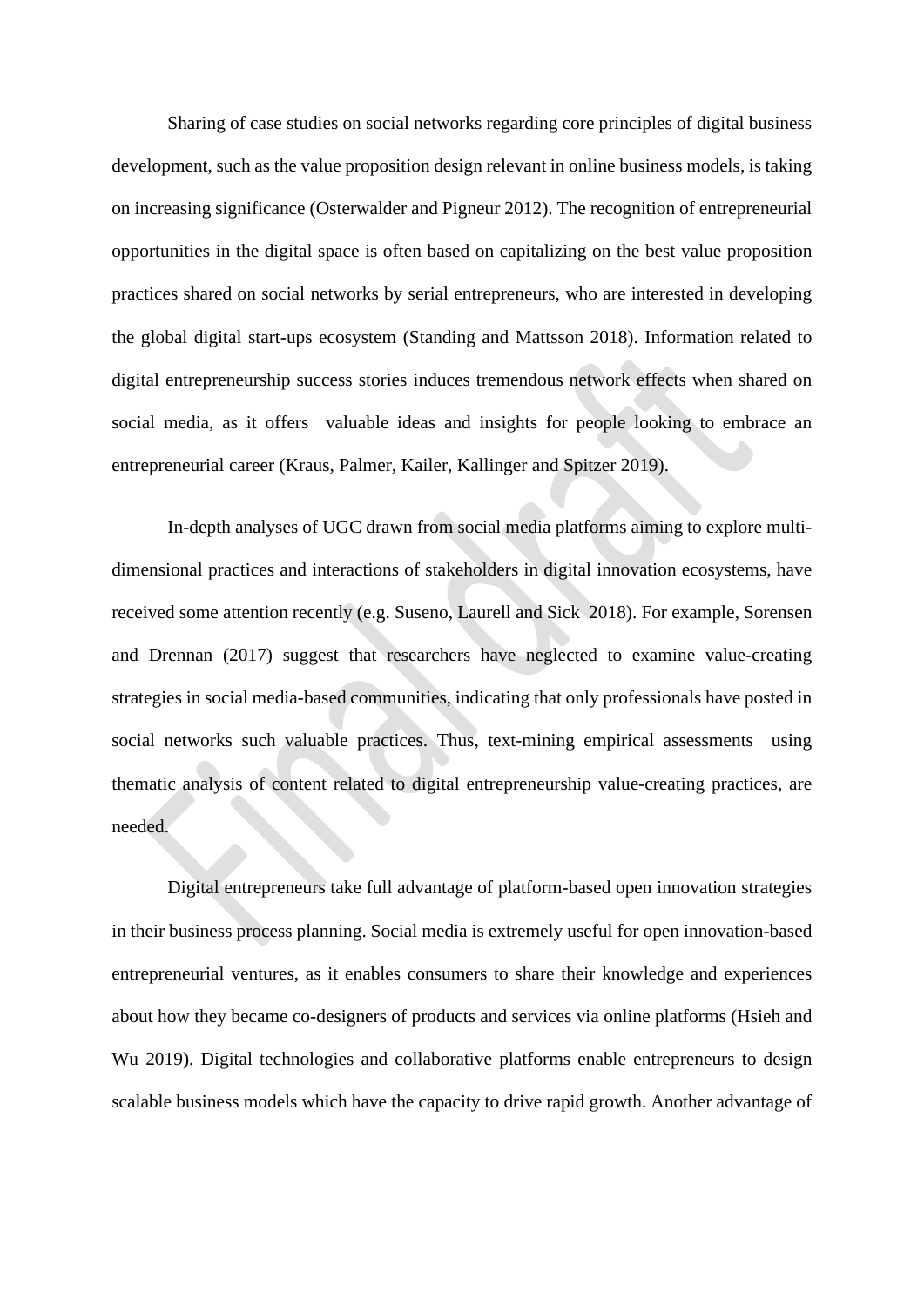Sharing of case studies on social networks regarding core principles of digital business development, such as the value proposition design relevant in online business models, is taking on increasing significance (Osterwalder and Pigneur 2012). The recognition of entrepreneurial opportunities in the digital space is often based on capitalizing on the best value proposition practices shared on social networks by serial entrepreneurs, who are interested in developing the global digital start-ups ecosystem (Standing and Mattsson 2018). Information related to digital entrepreneurship success stories induces tremendous network effects when shared on social media, as it offers valuable ideas and insights for people looking to embrace an entrepreneurial career (Kraus, Palmer, Kailer, Kallinger and Spitzer 2019).

In-depth analyses of UGC drawn from social media platforms aiming to explore multi-dimensional practices and interactions of stakeholders in digital innovation ecosystems, have received some attention recently (e.g. Suseno, Laurell and Sick 2018). For example, Sorensen and Drennan (2017) suggest that researchers have neglected to examine value-creating strategies in social media-based communities, indicating that only professionals have posted in social networks such valuable practices. Thus, text-mining empirical assessments using thematic analysis of content related to digital entrepreneurship value-creating practices, are needed.

Digital entrepreneurs take full advantage of platform-based open innovation strategies in their business process planning. Social media is extremely useful for open innovation-based entrepreneurial ventures, as it enables consumers to share their knowledge and experiences about how they became co-designers of products and services via online platforms (Hsieh and Wu 2019). Digital technologies and collaborative platforms enable entrepreneurs to design scalable business models which have the capacity to drive rapid growth. Another advantage of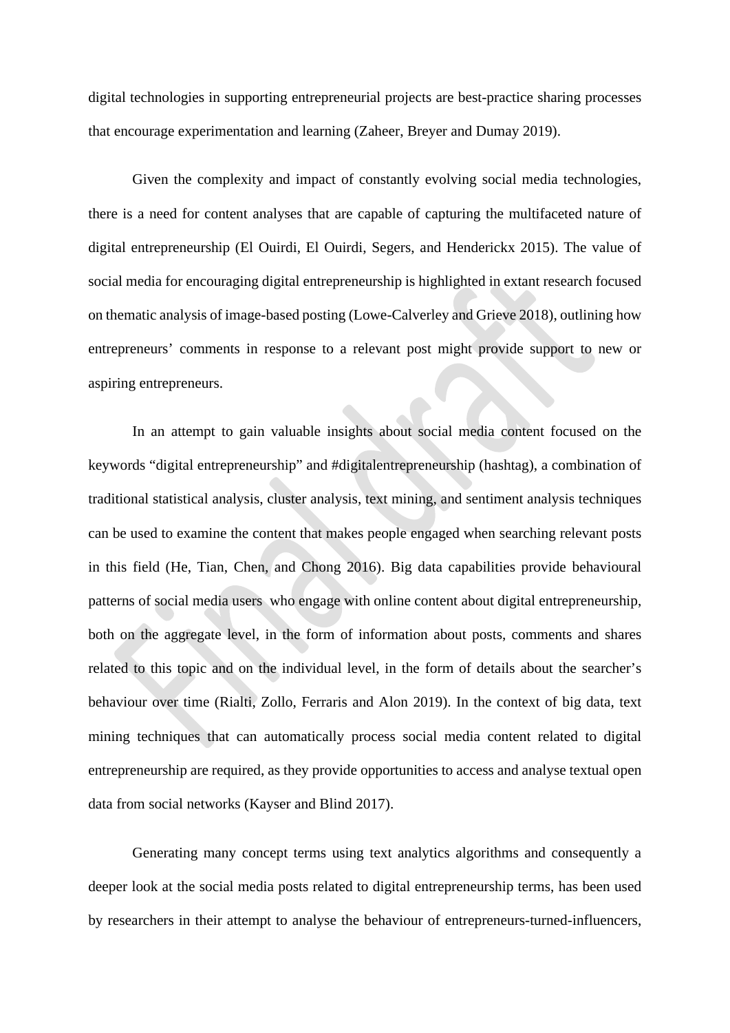digital technologies in supporting entrepreneurial projects are best-practice sharing processes that encourage experimentation and learning (Zaheer, Breyer and Dumay 2019).

Given the complexity and impact of constantly evolving social media technologies, there is a need for content analyses that are capable of capturing the multifaceted nature of digital entrepreneurship (El Ouirdi, El Ouirdi, Segers, and Henderickx 2015). The value of social media for encouraging digital entrepreneurship is highlighted in extant research focused on thematic analysis of image-based posting (Lowe-Calverley and Grieve 2018), outlining how entrepreneurs' comments in response to a relevant post might provide support to new or aspiring entrepreneurs.

In an attempt to gain valuable insights about social media content focused on the keywords "digital entrepreneurship" and #digitalentrepreneurship (hashtag), a combination of traditional statistical analysis, cluster analysis, text mining, and sentiment analysis techniques can be used to examine the content that makes people engaged when searching relevant posts in this field (He, Tian, Chen, and Chong 2016). Big data capabilities provide behavioural patterns of social media users who engage with online content about digital entrepreneurship, both on the aggregate level, in the form of information about posts, comments and shares related to this topic and on the individual level, in the form of details about the searcher's behaviour over time (Rialti, Zollo, Ferraris and Alon 2019). In the context of big data, text mining techniques that can automatically process social media content related to digital entrepreneurship are required, as they provide opportunities to access and analyse textual open data from social networks (Kayser and Blind 2017).

Generating many concept terms using text analytics algorithms and consequently a deeper look at the social media posts related to digital entrepreneurship terms, has been used by researchers in their attempt to analyse the behaviour of entrepreneurs-turned-influencers,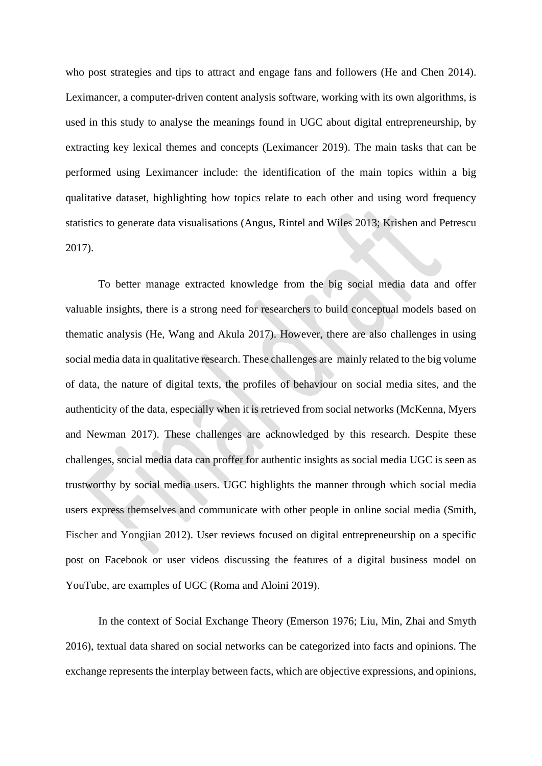who post strategies and tips to attract and engage fans and followers (He and Chen 2014). Leximancer, a computer-driven content analysis software, working with its own algorithms, is used in this study to analyse the meanings found in UGC about digital entrepreneurship, by extracting key lexical themes and concepts (Leximancer 2019). The main tasks that can be performed using Leximancer include: the identification of the main topics within a big qualitative dataset, highlighting how topics relate to each other and using word frequency statistics to generate data visualisations (Angus, Rintel and Wiles 2013; Krishen and Petrescu 2017).

To better manage extracted knowledge from the big social media data and offer valuable insights, there is a strong need for researchers to build conceptual models based on thematic analysis (He, Wang and Akula 2017). However, there are also challenges in using social media data in qualitative research. These challenges are mainly related to the big volume of data, the nature of digital texts, the profiles of behaviour on social media sites, and the authenticity of the data, especially when it is retrieved from social networks (McKenna, Myers and Newman 2017). These challenges are acknowledged by this research. Despite these challenges, social media data can proffer for authentic insights as social media UGC is seen as trustworthy by social media users. UGC highlights the manner through which social media users express themselves and communicate with other people in online social media (Smith, Fischer and Yongjian 2012). User reviews focused on digital entrepreneurship on a specific post on Facebook or user videos discussing the features of a digital business model on YouTube, are examples of UGC (Roma and Aloini 2019).

In the context of Social Exchange Theory (Emerson 1976; Liu, Min, Zhai and Smyth 2016), textual data shared on social networks can be categorized into facts and opinions. The exchange represents the interplay between facts, which are objective expressions, and opinions,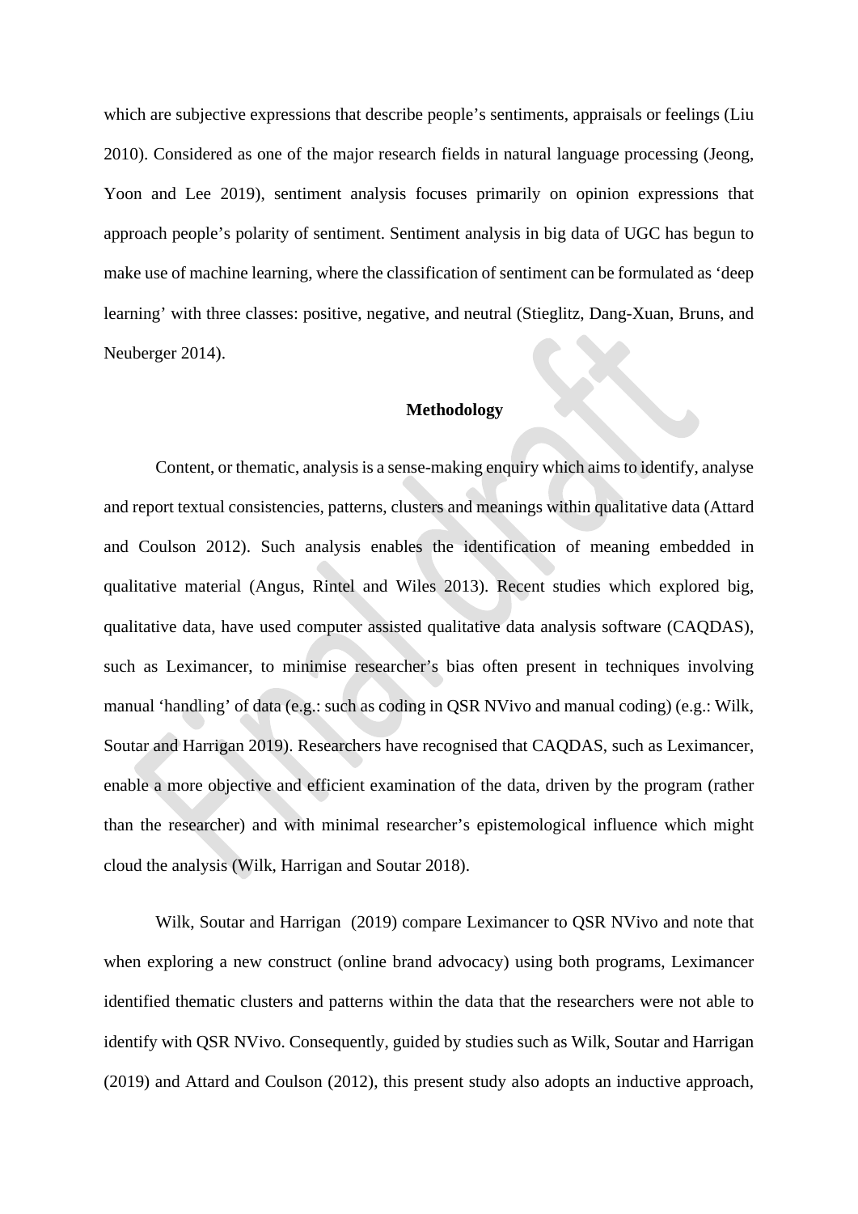which are subjective expressions that describe people's sentiments, appraisals or feelings (Liu 2010). Considered as one of the major research fields in natural language processing (Jeong, Yoon and Lee 2019), sentiment analysis focuses primarily on opinion expressions that approach people's polarity of sentiment. Sentiment analysis in big data of UGC has begun to make use of machine learning, where the classification of sentiment can be formulated as 'deep learning' with three classes: positive, negative, and neutral (Stieglitz, Dang-Xuan, Bruns, and Neuberger 2014).

## Methodology

Content, or thematic, analysis is a sense-making enquiry which aims to identify, analyse and report textual consistencies, patterns, clusters and meanings within qualitative data (Attard and Coulson 2012). Such analysis enables the identification of meaning embedded in qualitative material (Angus, Rintel and Wiles 2013). Recent studies which explored big, qualitative data, have used computer assisted qualitative data analysis software (CAQDAS), such as Leximancer, to minimise researcher's bias often present in techniques involving manual 'handling' of data (e.g.: such as coding in QSR NVivo and manual coding) (e.g.: Wilk, Soutar and Harrigan 2019). Researchers have recognised that CAQDAS, such as Leximancer, enable a more objective and efficient examination of the data, driven by the program (rather than the researcher) and with minimal researcher's epistemological influence which might cloud the analysis (Wilk, Harrigan and Soutar 2018).

Wilk, Soutar and Harrigan (2019) compare Leximancer to QSR NVivo and note that when exploring a new construct (online brand advocacy) using both programs, Leximancer identified thematic clusters and patterns within the data that the researchers were not able to identify with QSR NVivo. Consequently, guided by studies such as Wilk, Soutar and Harrigan (2019) and Attard and Coulson (2012), this present study also adopts an inductive approach,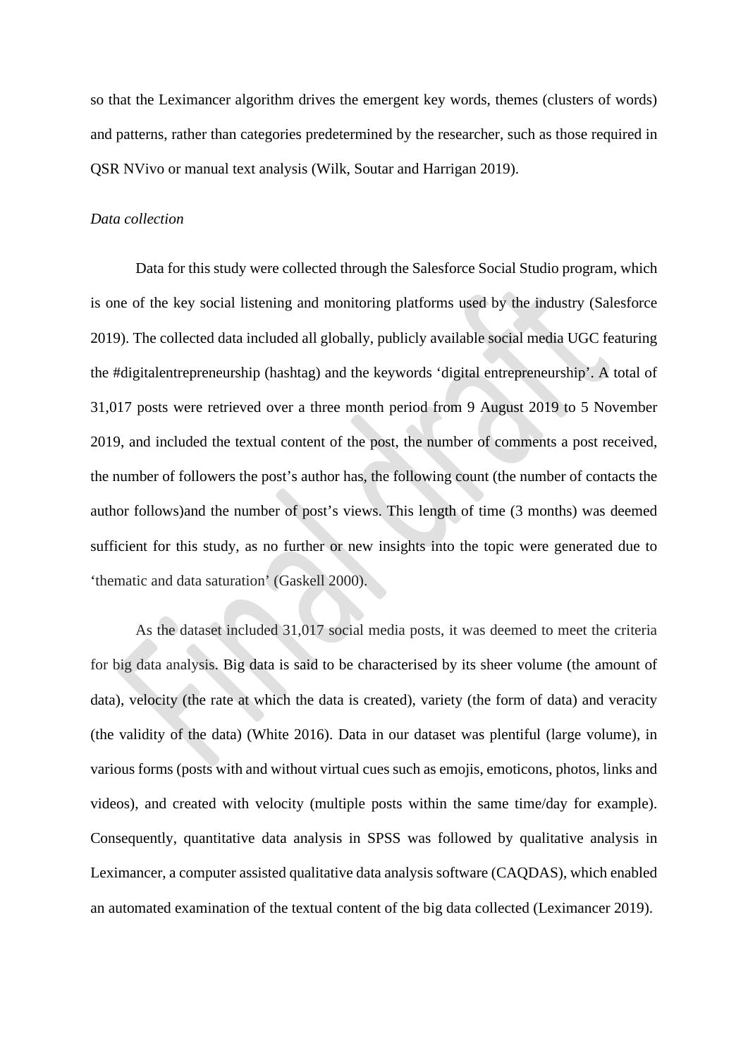so that the Leximancer algorithm drives the emergent key words, themes (clusters of words) and patterns, rather than categories predetermined by the researcher, such as those required in QSR NVivo or manual text analysis (Wilk, Soutar and Harrigan 2019).

*Data collection*

Data for this study were collected through the Salesforce Social Studio program, which is one of the key social listening and monitoring platforms used by the industry (Salesforce 2019). The collected data included all globally, publicly available social media UGC featuring the #digitalentrepreneurship (hashtag) and the keywords 'digital entrepreneurship'. A total of 31,017 posts were retrieved over a three month period from 9 August 2019 to 5 November 2019, and included the textual content of the post, the number of comments a post received, the number of followers the post's author has, the following count (the number of contacts the author follows)and the number of post's views. This length of time (3 months) was deemed sufficient for this study, as no further or new insights into the topic were generated due to 'thematic and data saturation' (Gaskell 2000).

As the dataset included 31,017 social media posts, it was deemed to meet the criteria for big data analysis. Big data is said to be characterised by its sheer volume (the amount of data), velocity (the rate at which the data is created), variety (the form of data) and veracity (the validity of the data) (White 2016). Data in our dataset was plentiful (large volume), in various forms (posts with and without virtual cues such as emojis, emoticons, photos, links and videos), and created with velocity (multiple posts within the same time/day for example). Consequently, quantitative data analysis in SPSS was followed by qualitative analysis in Leximancer, a computer assisted qualitative data analysis software (CAQDAS), which enabled an automated examination of the textual content of the big data collected (Leximancer 2019).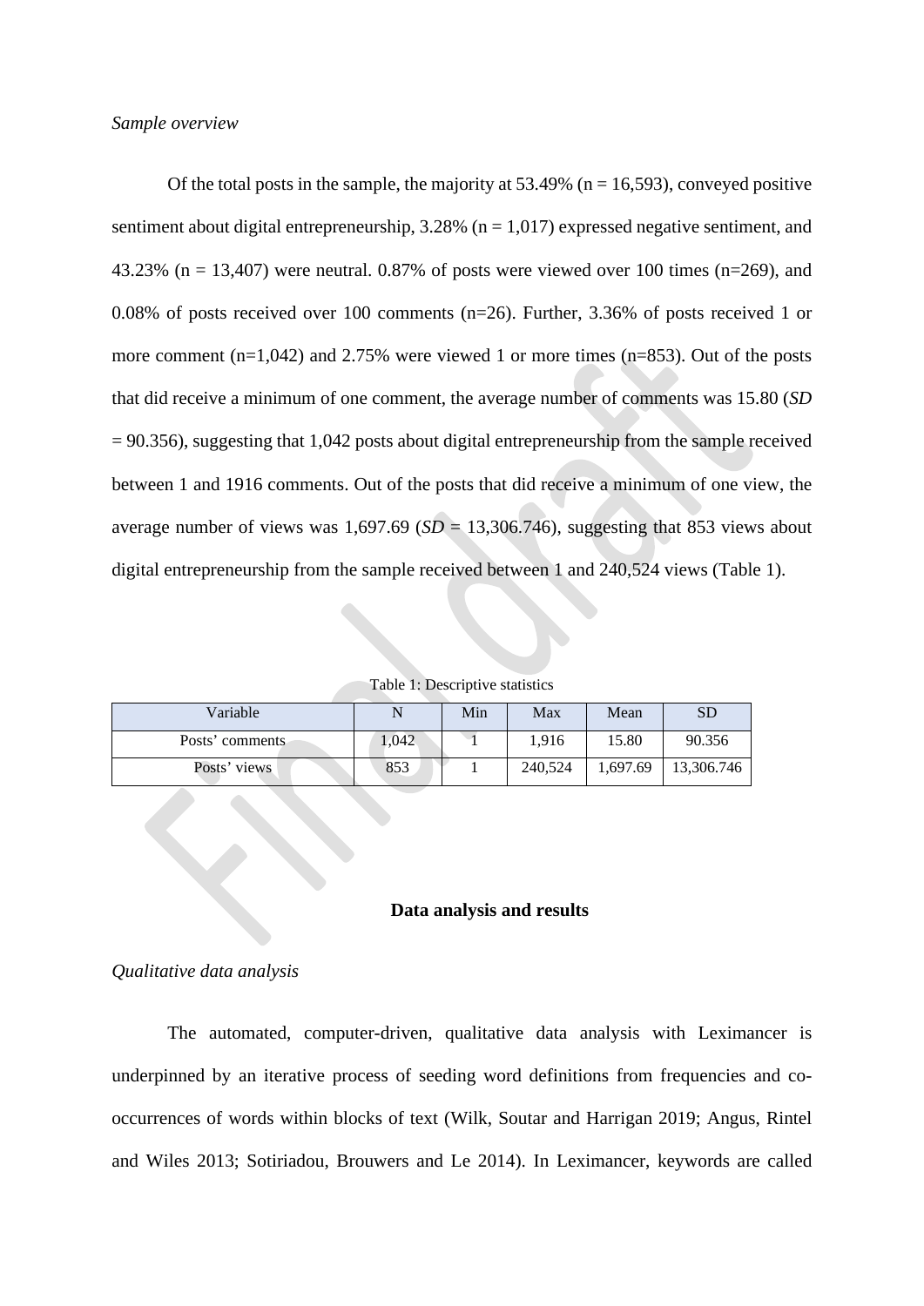*Sample overview*

Of the total posts in the sample, the majority at 53.49% (n = 16,593), conveyed positive sentiment about digital entrepreneurship, 3.28% (n = 1,017) expressed negative sentiment, and 43.23% (n = 13,407) were neutral. 0.87% of posts were viewed over 100 times (n=269), and 0.08% of posts received over 100 comments (n=26). Further, 3.36% of posts received 1 or more comment (n=1,042) and 2.75% were viewed 1 or more times (n=853). Out of the posts that did receive a minimum of one comment, the average number of comments was 15.80 (*SD* = 90.356), suggesting that 1,042 posts about digital entrepreneurship from the sample received between 1 and 1916 comments. Out of the posts that did receive a minimum of one view, the average number of views was 1,697.69 (*SD* = 13,306.746), suggesting that 853 views about digital entrepreneurship from the sample received between 1 and 240,524 views (Table 1).

Table 1: Descriptive statistics

| Variable | N | Min | Max | Mean | SD |
|---|---|---|---|---|---|
| Posts' comments | 1,042 | 1 | 1,916 | 15.80 | 90.356 |
| Posts' views | 853 | 1 | 240,524 | 1,697.69 | 13,306.746 |

## Data analysis and results

*Qualitative data analysis*

The automated, computer-driven, qualitative data analysis with Leximancer is underpinned by an iterative process of seeding word definitions from frequencies and co-occurrences of words within blocks of text (Wilk, Soutar and Harrigan 2019; Angus, Rintel and Wiles 2013; Sotiriadou, Brouwers and Le 2014). In Leximancer, keywords are called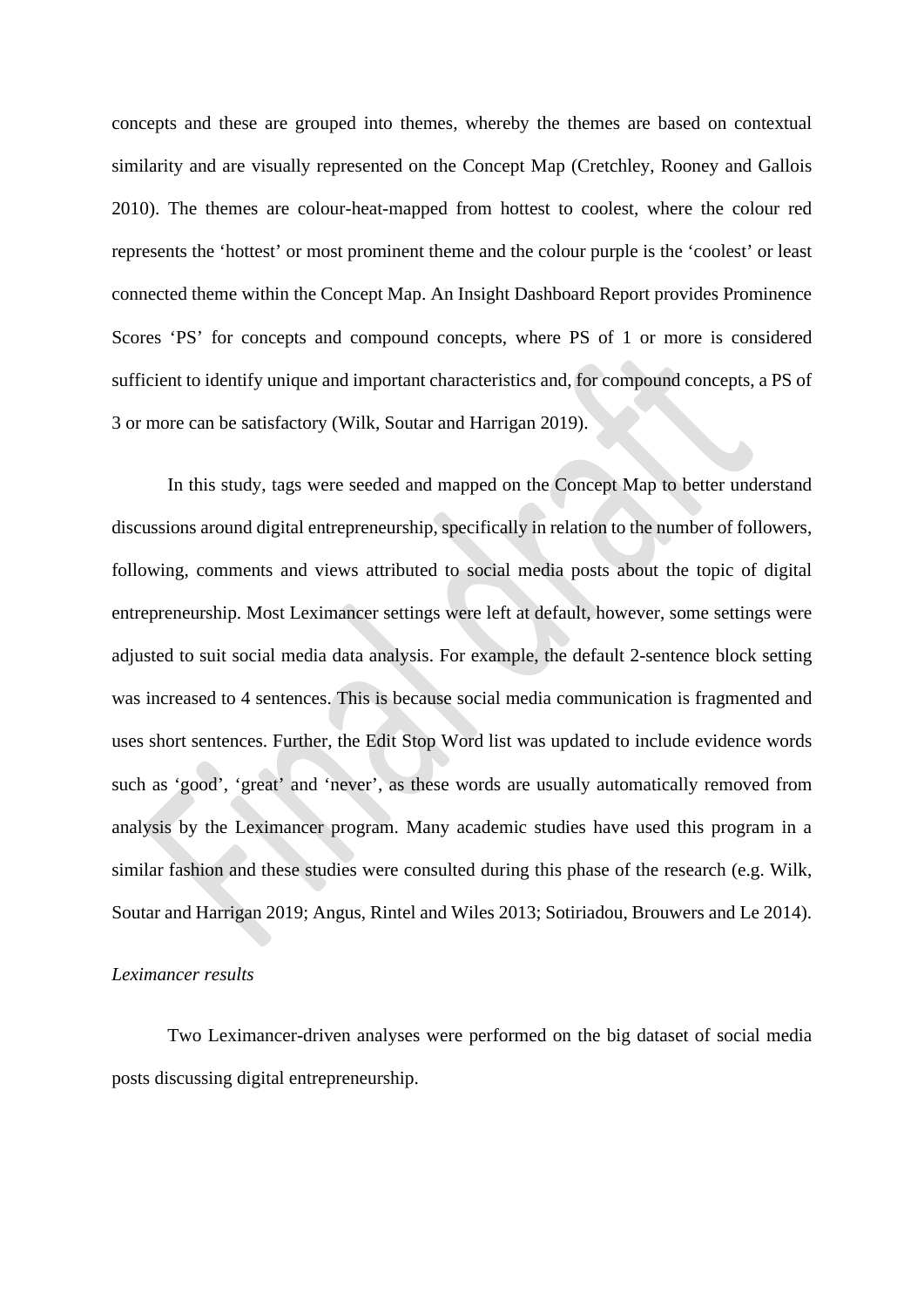concepts and these are grouped into themes, whereby the themes are based on contextual similarity and are visually represented on the Concept Map (Cretchley, Rooney and Gallois 2010). The themes are colour-heat-mapped from hottest to coolest, where the colour red represents the 'hottest' or most prominent theme and the colour purple is the 'coolest' or least connected theme within the Concept Map. An Insight Dashboard Report provides Prominence Scores 'PS' for concepts and compound concepts, where PS of 1 or more is considered sufficient to identify unique and important characteristics and, for compound concepts, a PS of 3 or more can be satisfactory (Wilk, Soutar and Harrigan 2019).

In this study, tags were seeded and mapped on the Concept Map to better understand discussions around digital entrepreneurship, specifically in relation to the number of followers, following, comments and views attributed to social media posts about the topic of digital entrepreneurship. Most Leximancer settings were left at default, however, some settings were adjusted to suit social media data analysis. For example, the default 2-sentence block setting was increased to 4 sentences. This is because social media communication is fragmented and uses short sentences. Further, the Edit Stop Word list was updated to include evidence words such as 'good', 'great' and 'never', as these words are usually automatically removed from analysis by the Leximancer program. Many academic studies have used this program in a similar fashion and these studies were consulted during this phase of the research (e.g. Wilk, Soutar and Harrigan 2019; Angus, Rintel and Wiles 2013; Sotiriadou, Brouwers and Le 2014).

*Leximancer results*

Two Leximancer-driven analyses were performed on the big dataset of social media posts discussing digital entrepreneurship.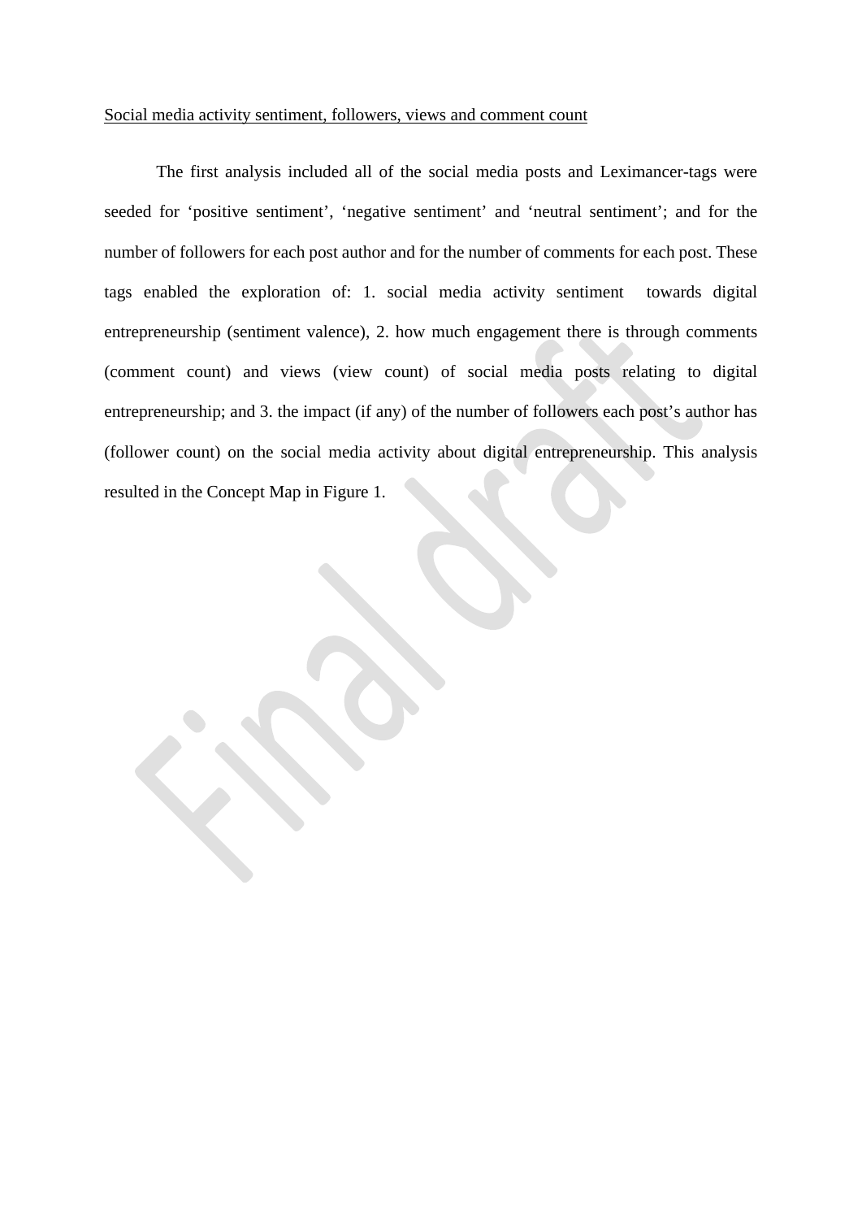Social media activity sentiment, followers, views and comment count

The first analysis included all of the social media posts and Leximancer-tags were seeded for 'positive sentiment', 'negative sentiment' and 'neutral sentiment'; and for the number of followers for each post author and for the number of comments for each post. These tags enabled the exploration of: 1. social media activity sentiment towards digital entrepreneurship (sentiment valence), 2. how much engagement there is through comments (comment count) and views (view count) of social media posts relating to digital entrepreneurship; and 3. the impact (if any) of the number of followers each post's author has (follower count) on the social media activity about digital entrepreneurship. This analysis resulted in the Concept Map in Figure 1.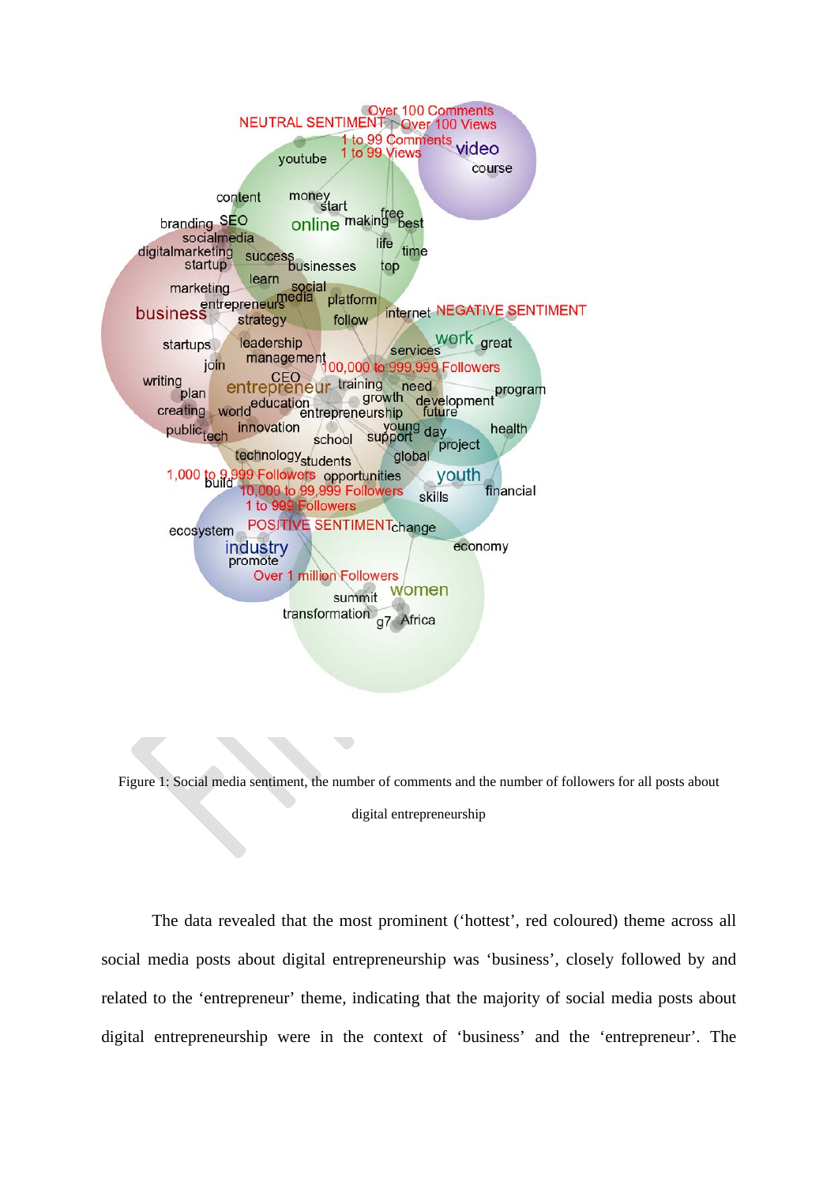Figure 1: Social media sentiment, the number of comments and the number of followers for all posts about digital entrepreneurship

The data revealed that the most prominent ('hottest', red coloured) theme across all social media posts about digital entrepreneurship was 'business', closely followed by and related to the 'entrepreneur' theme, indicating that the majority of social media posts about digital entrepreneurship were in the context of 'business' and the 'entrepreneur'. The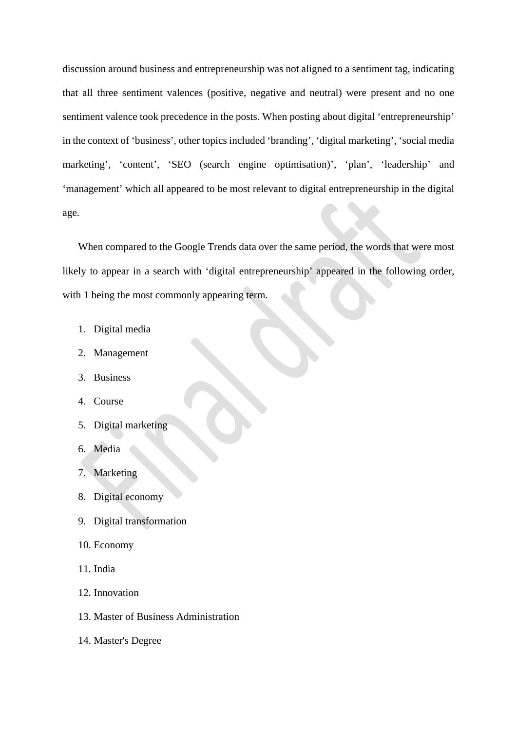discussion around business and entrepreneurship was not aligned to a sentiment tag, indicating that all three sentiment valences (positive, negative and neutral) were present and no one sentiment valence took precedence in the posts. When posting about digital 'entrepreneurship' in the context of 'business', other topics included 'branding', 'digital marketing', 'social media marketing', 'content', 'SEO (search engine optimisation)', 'plan', 'leadership' and 'management' which all appeared to be most relevant to digital entrepreneurship in the digital age.

When compared to the Google Trends data over the same period, the words that were most likely to appear in a search with 'digital entrepreneurship' appeared in the following order, with 1 being the most commonly appearing term.

1. Digital media
2. Management
3. Business
4. Course
5. Digital marketing
6. Media
7. Marketing
8. Digital economy
9. Digital transformation
10. Economy
11. India
12. Innovation
13. Master of Business Administration
14. Master's Degree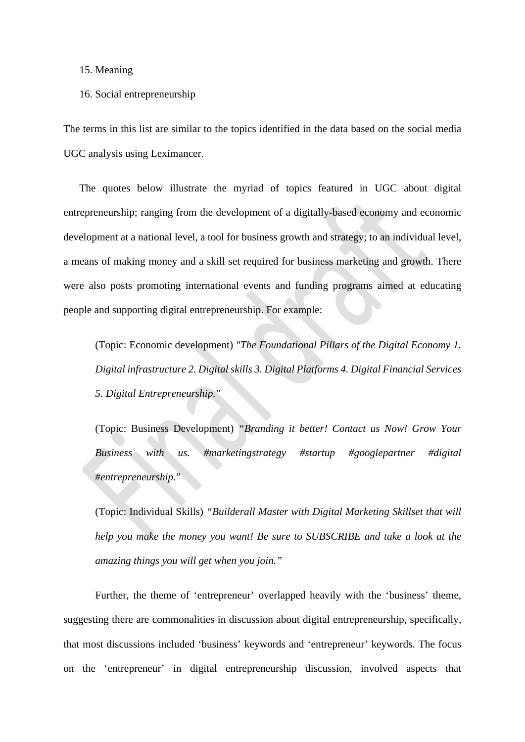15. Meaning
16. Social entrepreneurship

The terms in this list are similar to the topics identified in the data based on the social media UGC analysis using Leximancer.

The quotes below illustrate the myriad of topics featured in UGC about digital entrepreneurship; ranging from the development of a digitally-based economy and economic development at a national level, a tool for business growth and strategy; to an individual level, a means of making money and a skill set required for business marketing and growth. There were also posts promoting international events and funding programs aimed at educating people and supporting digital entrepreneurship. For example:

> (Topic: Economic development) *"The Foundational Pillars of the Digital Economy 1. Digital infrastructure 2. Digital skills 3. Digital Platforms 4. Digital Financial Services 5. Digital Entrepreneurship."*

> (Topic: Business Development) *"Branding it better! Contact us Now! Grow Your Business with us. #marketingstrategy #startup #googlepartner #digital #entrepreneurship."*

> (Topic: Individual Skills) *"Builderall Master with Digital Marketing Skillset that will help you make the money you want! Be sure to SUBSCRIBE and take a look at the amazing things you will get when you join."*

Further, the theme of 'entrepreneur' overlapped heavily with the 'business' theme, suggesting there are commonalities in discussion about digital entrepreneurship, specifically, that most discussions included 'business' keywords and 'entrepreneur' keywords. The focus on the 'entrepreneur' in digital entrepreneurship discussion, involved aspects that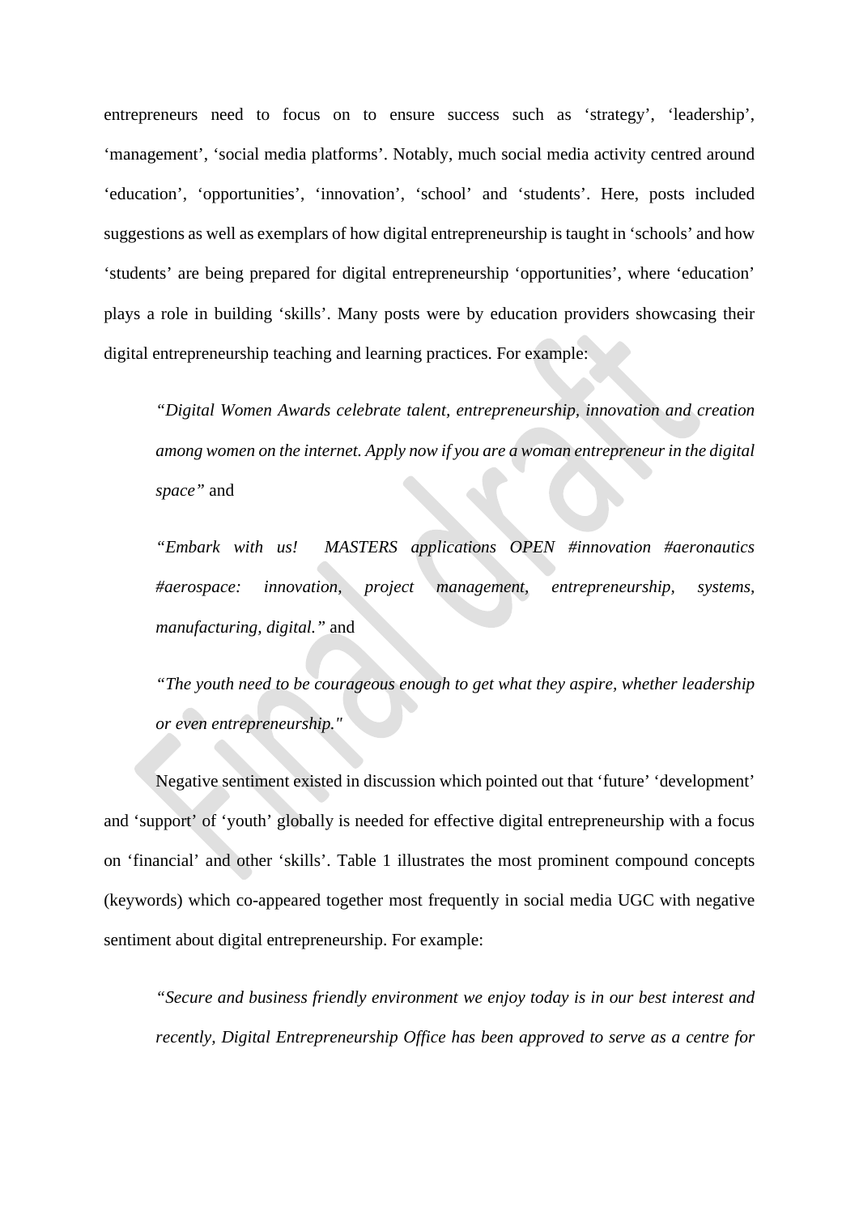entrepreneurs need to focus on to ensure success such as ‘strategy’, ‘leadership’, ‘management’, ‘social media platforms’. Notably, much social media activity centred around ‘education’, ‘opportunities’, ‘innovation’, ‘school’ and ‘students’. Here, posts included suggestions as well as exemplars of how digital entrepreneurship is taught in ‘schools’ and how ‘students’ are being prepared for digital entrepreneurship ‘opportunities’, where ‘education’ plays a role in building ‘skills’. Many posts were by education providers showcasing their digital entrepreneurship teaching and learning practices. For example:

> *“Digital Women Awards celebrate talent, entrepreneurship, innovation and creation among women on the internet. Apply now if you are a woman entrepreneur in the digital space”* and

> *“Embark with us!  MASTERS applications OPEN #innovation #aeronautics #aerospace: innovation, project management, entrepreneurship, systems, manufacturing, digital.”* and

> *“The youth need to be courageous enough to get what they aspire, whether leadership or even entrepreneurship."*

Negative sentiment existed in discussion which pointed out that ‘future’ ‘development’ and ‘support’ of ‘youth’ globally is needed for effective digital entrepreneurship with a focus on ‘financial’ and other ‘skills’. Table 1 illustrates the most prominent compound concepts (keywords) which co-appeared together most frequently in social media UGC with negative sentiment about digital entrepreneurship. For example:

> *“Secure and business friendly environment we enjoy today is in our best interest and recently, Digital Entrepreneurship Office has been approved to serve as a centre for*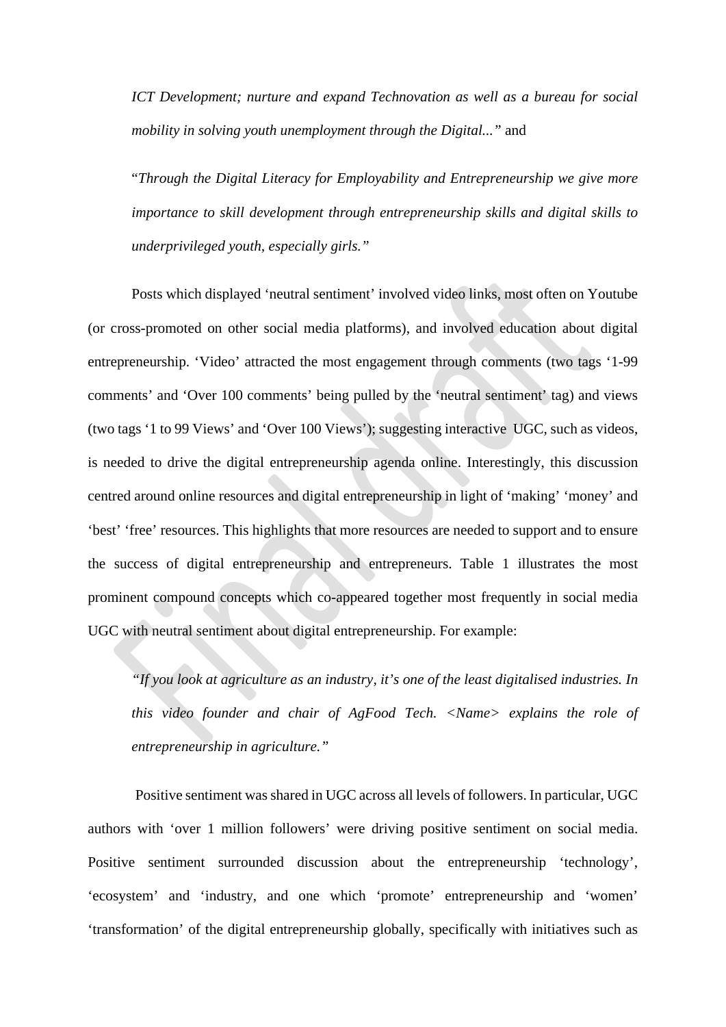*ICT Development; nurture and expand Technovation as well as a bureau for social mobility in solving youth unemployment through the Digital...*" and

"*Through the Digital Literacy for Employability and Entrepreneurship we give more importance to skill development through entrepreneurship skills and digital skills to underprivileged youth, especially girls.*"

Posts which displayed 'neutral sentiment' involved video links, most often on Youtube (or cross-promoted on other social media platforms), and involved education about digital entrepreneurship. 'Video' attracted the most engagement through comments (two tags '1-99 comments' and 'Over 100 comments' being pulled by the 'neutral sentiment' tag) and views (two tags '1 to 99 Views' and 'Over 100 Views'); suggesting interactive UGC, such as videos, is needed to drive the digital entrepreneurship agenda online. Interestingly, this discussion centred around online resources and digital entrepreneurship in light of 'making' 'money' and 'best' 'free' resources. This highlights that more resources are needed to support and to ensure the success of digital entrepreneurship and entrepreneurs. Table 1 illustrates the most prominent compound concepts which co-appeared together most frequently in social media UGC with neutral sentiment about digital entrepreneurship. For example:

*"If you look at agriculture as an industry, it's one of the least digitalised industries. In this video founder and chair of AgFood Tech. <Name> explains the role of entrepreneurship in agriculture."*

Positive sentiment was shared in UGC across all levels of followers. In particular, UGC authors with 'over 1 million followers' were driving positive sentiment on social media. Positive sentiment surrounded discussion about the entrepreneurship 'technology', 'ecosystem' and 'industry, and one which 'promote' entrepreneurship and 'women' 'transformation' of the digital entrepreneurship globally, specifically with initiatives such as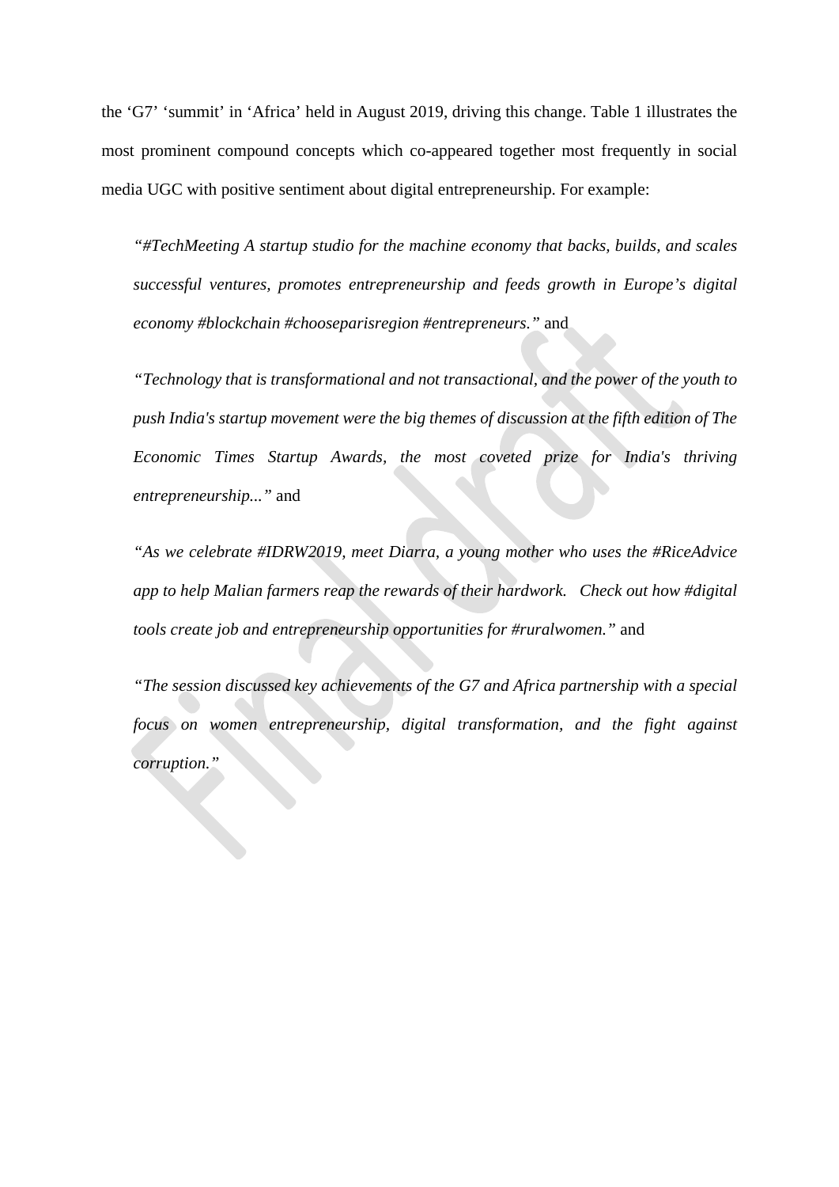the ‘G7’ ‘summit’ in ‘Africa’ held in August 2019, driving this change. Table 1 illustrates the most prominent compound concepts which co-appeared together most frequently in social media UGC with positive sentiment about digital entrepreneurship. For example:

> *“#TechMeeting A startup studio for the machine economy that backs, builds, and scales successful ventures, promotes entrepreneurship and feeds growth in Europe’s digital economy #blockchain #chooseparisregion #entrepreneurs.”* and

> *“Technology that is transformational and not transactional, and the power of the youth to push India's startup movement were the big themes of discussion at the fifth edition of The Economic Times Startup Awards, the most coveted prize for India's thriving entrepreneurship...”* and

> *“As we celebrate #IDRW2019, meet Diarra, a young mother who uses the #RiceAdvice app to help Malian farmers reap the rewards of their hardwork. Check out how #digital tools create job and entrepreneurship opportunities for #ruralwomen.”* and

> *“The session discussed key achievements of the G7 and Africa partnership with a special focus on women entrepreneurship, digital transformation, and the fight against corruption.”*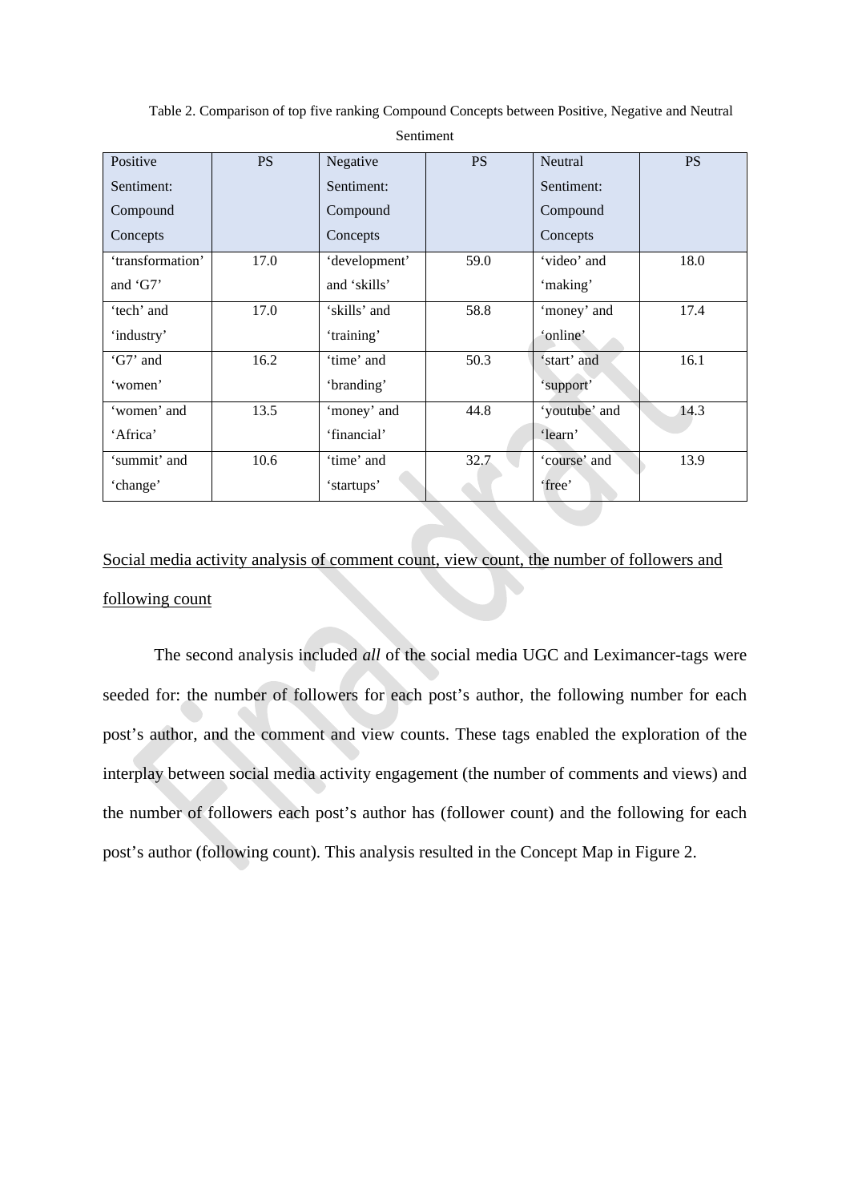Table 2. Comparison of top five ranking Compound Concepts between Positive, Negative and Neutral Sentiment

| Positive Sentiment: Compound Concepts | PS | Negative Sentiment: Compound Concepts | PS | Neutral Sentiment: Compound Concepts | PS |
|---|---|---|---|---|---|
| 'transformation' and 'G7' | 17.0 | 'development' and 'skills' | 59.0 | 'video' and 'making' | 18.0 |
| 'tech' and 'industry' | 17.0 | 'skills' and 'training' | 58.8 | 'money' and 'online' | 17.4 |
| 'G7' and 'women' | 16.2 | 'time' and 'branding' | 50.3 | 'start' and 'support' | 16.1 |
| 'women' and 'Africa' | 13.5 | 'money' and 'financial' | 44.8 | 'youtube' and 'learn' | 14.3 |
| 'summit' and 'change' | 10.6 | 'time' and 'startups' | 32.7 | 'course' and 'free' | 13.9 |

<u>Social media activity analysis of comment count, view count, the number of followers and following count</u>

The second analysis included *all* of the social media UGC and Leximancer-tags were seeded for: the number of followers for each post's author, the following number for each post's author, and the comment and view counts. These tags enabled the exploration of the interplay between social media activity engagement (the number of comments and views) and the number of followers each post's author has (follower count) and the following for each post's author (following count). This analysis resulted in the Concept Map in Figure 2.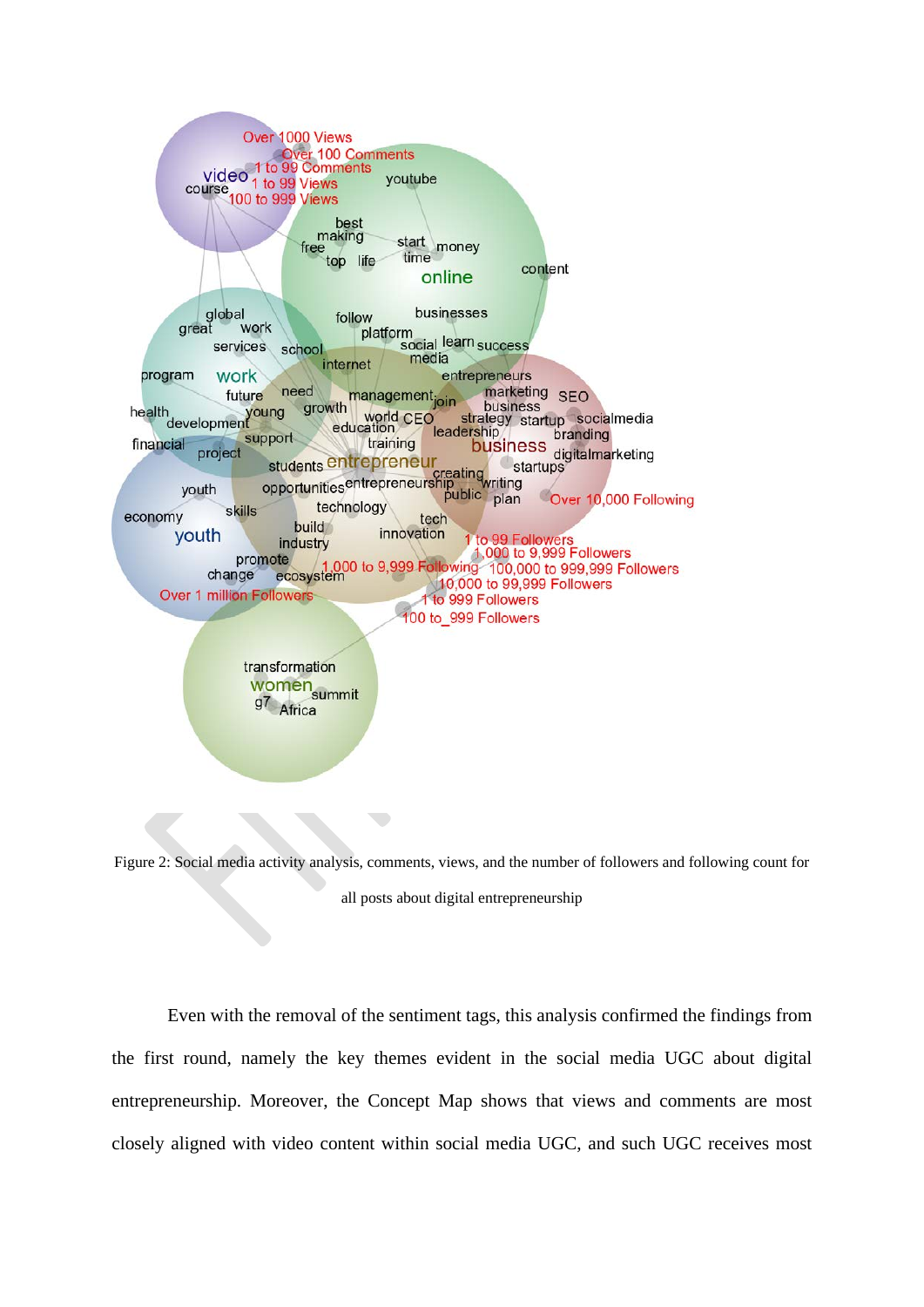Figure 2: Social media activity analysis, comments, views, and the number of followers and following count for all posts about digital entrepreneurship

Even with the removal of the sentiment tags, this analysis confirmed the findings from the first round, namely the key themes evident in the social media UGC about digital entrepreneurship. Moreover, the Concept Map shows that views and comments are most closely aligned with video content within social media UGC, and such UGC receives most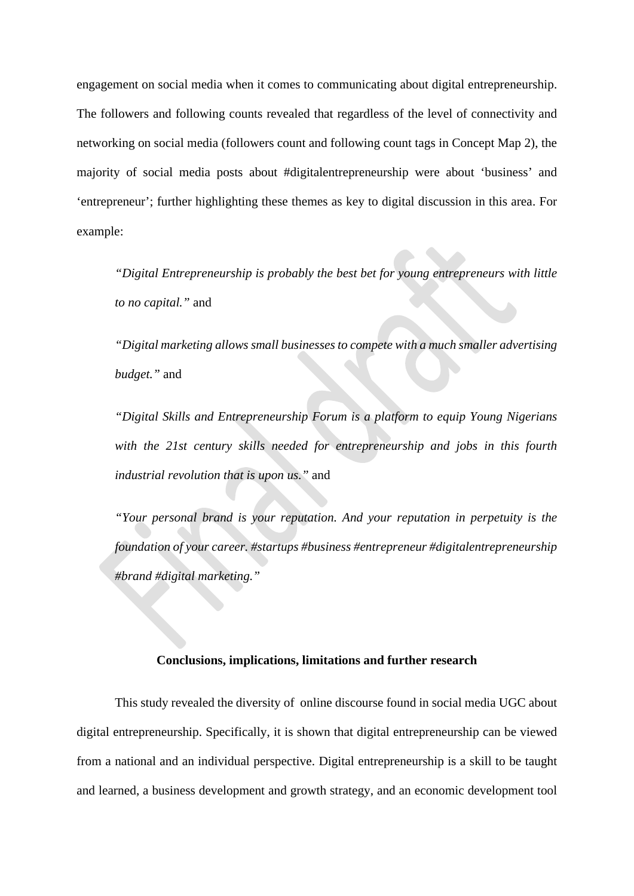engagement on social media when it comes to communicating about digital entrepreneurship. The followers and following counts revealed that regardless of the level of connectivity and networking on social media (followers count and following count tags in Concept Map 2), the majority of social media posts about #digitalentrepreneurship were about 'business' and 'entrepreneur'; further highlighting these themes as key to digital discussion in this area. For example:

> *"Digital Entrepreneurship is probably the best bet for young entrepreneurs with little to no capital."* and
>
> *"Digital marketing allows small businesses to compete with a much smaller advertising budget."* and
>
> *"Digital Skills and Entrepreneurship Forum is a platform to equip Young Nigerians with the 21st century skills needed for entrepreneurship and jobs in this fourth industrial revolution that is upon us."* and
>
> *"Your personal brand is your reputation. And your reputation in perpetuity is the foundation of your career. #startups #business #entrepreneur #digitalentrepreneurship #brand #digital marketing."*

## Conclusions, implications, limitations and further research

This study revealed the diversity of online discourse found in social media UGC about digital entrepreneurship. Specifically, it is shown that digital entrepreneurship can be viewed from a national and an individual perspective. Digital entrepreneurship is a skill to be taught and learned, a business development and growth strategy, and an economic development tool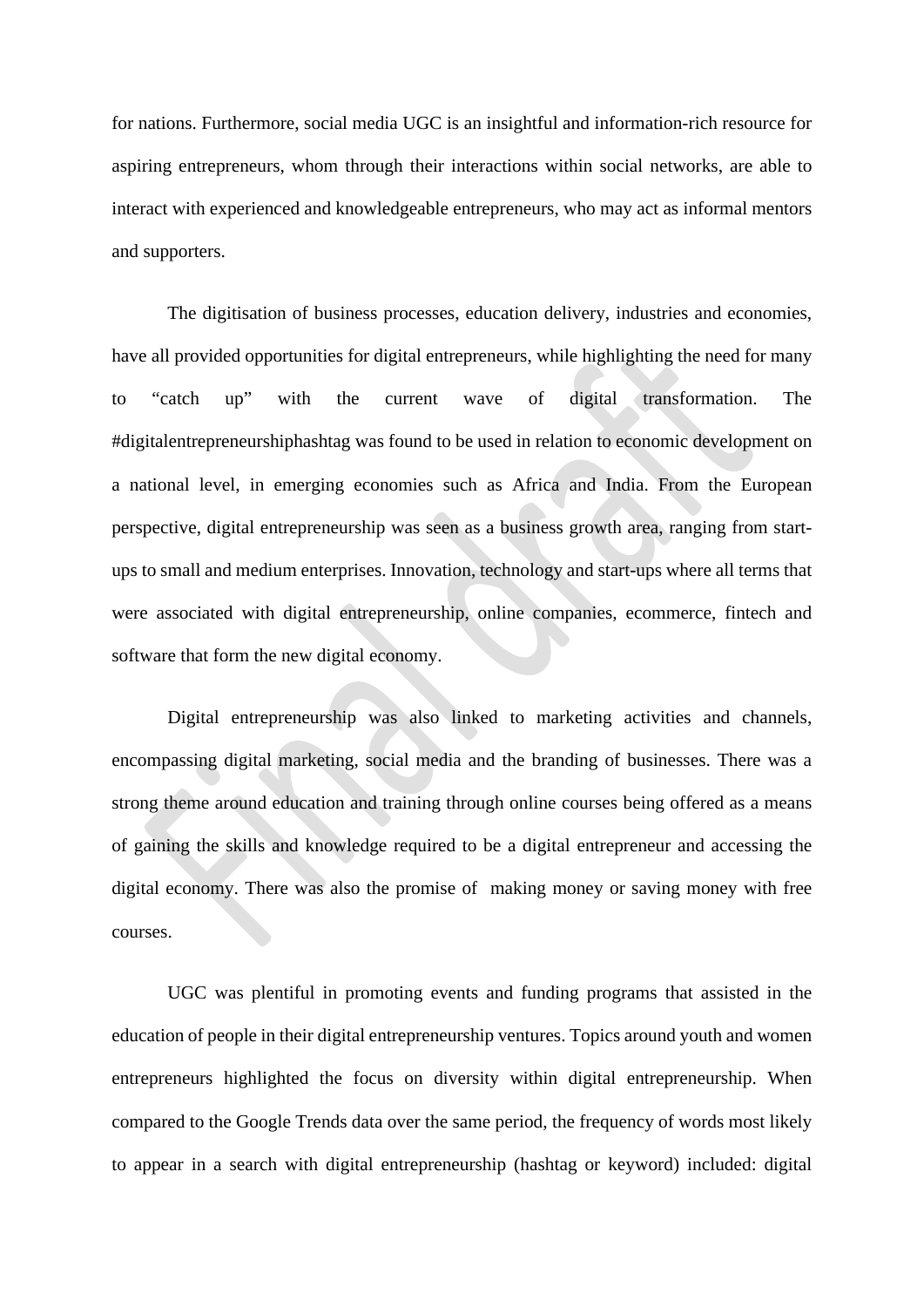for nations. Furthermore, social media UGC is an insightful and information-rich resource for aspiring entrepreneurs, whom through their interactions within social networks, are able to interact with experienced and knowledgeable entrepreneurs, who may act as informal mentors and supporters.

The digitisation of business processes, education delivery, industries and economies, have all provided opportunities for digital entrepreneurs, while highlighting the need for many to "catch up" with the current wave of digital transformation. The #digitalentrepreneurshiphashtag was found to be used in relation to economic development on a national level, in emerging economies such as Africa and India. From the European perspective, digital entrepreneurship was seen as a business growth area, ranging from start-ups to small and medium enterprises. Innovation, technology and start-ups where all terms that were associated with digital entrepreneurship, online companies, ecommerce, fintech and software that form the new digital economy.

Digital entrepreneurship was also linked to marketing activities and channels, encompassing digital marketing, social media and the branding of businesses. There was a strong theme around education and training through online courses being offered as a means of gaining the skills and knowledge required to be a digital entrepreneur and accessing the digital economy. There was also the promise of making money or saving money with free courses.

UGC was plentiful in promoting events and funding programs that assisted in the education of people in their digital entrepreneurship ventures. Topics around youth and women entrepreneurs highlighted the focus on diversity within digital entrepreneurship. When compared to the Google Trends data over the same period, the frequency of words most likely to appear in a search with digital entrepreneurship (hashtag or keyword) included: digital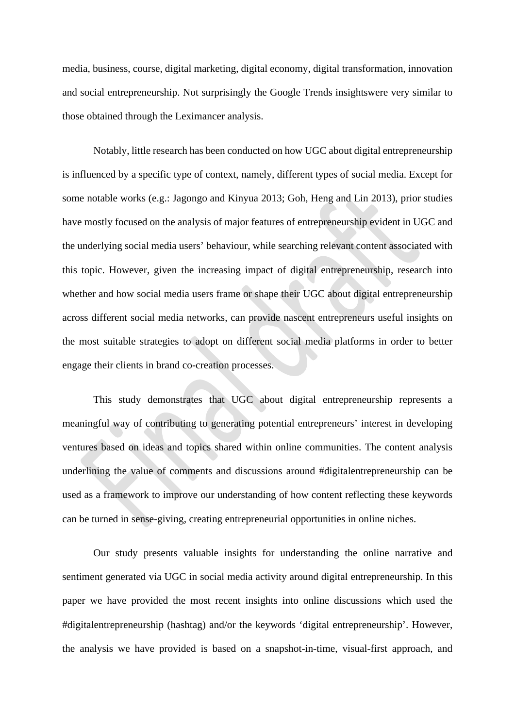media, business, course, digital marketing, digital economy, digital transformation, innovation and social entrepreneurship. Not surprisingly the Google Trends insightswere very similar to those obtained through the Leximancer analysis.

Notably, little research has been conducted on how UGC about digital entrepreneurship is influenced by a specific type of context, namely, different types of social media. Except for some notable works (e.g.: Jagongo and Kinyua 2013; Goh, Heng and Lin 2013), prior studies have mostly focused on the analysis of major features of entrepreneurship evident in UGC and the underlying social media users' behaviour, while searching relevant content associated with this topic. However, given the increasing impact of digital entrepreneurship, research into whether and how social media users frame or shape their UGC about digital entrepreneurship across different social media networks, can provide nascent entrepreneurs useful insights on the most suitable strategies to adopt on different social media platforms in order to better engage their clients in brand co-creation processes.

This study demonstrates that UGC about digital entrepreneurship represents a meaningful way of contributing to generating potential entrepreneurs' interest in developing ventures based on ideas and topics shared within online communities. The content analysis underlining the value of comments and discussions around #digitalentrepreneurship can be used as a framework to improve our understanding of how content reflecting these keywords can be turned in sense-giving, creating entrepreneurial opportunities in online niches.

Our study presents valuable insights for understanding the online narrative and sentiment generated via UGC in social media activity around digital entrepreneurship. In this paper we have provided the most recent insights into online discussions which used the #digitalentrepreneurship (hashtag) and/or the keywords 'digital entrepreneurship'. However, the analysis we have provided is based on a snapshot-in-time, visual-first approach, and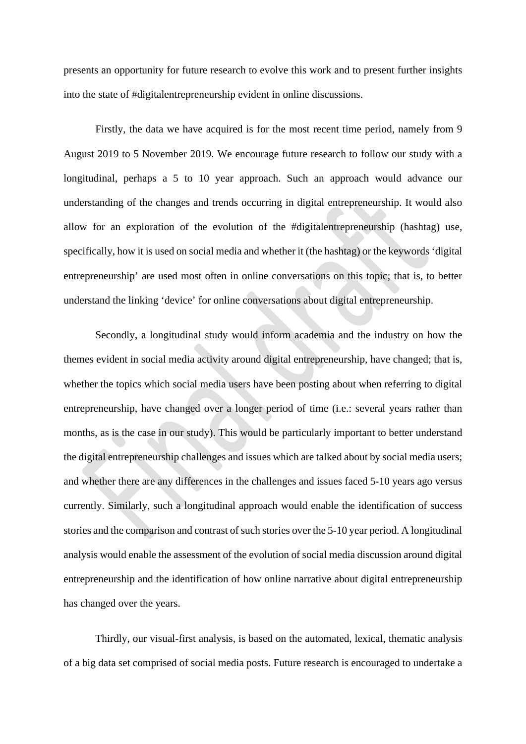presents an opportunity for future research to evolve this work and to present further insights into the state of #digitalentrepreneurship evident in online discussions.

Firstly, the data we have acquired is for the most recent time period, namely from 9 August 2019 to 5 November 2019. We encourage future research to follow our study with a longitudinal, perhaps a 5 to 10 year approach. Such an approach would advance our understanding of the changes and trends occurring in digital entrepreneurship. It would also allow for an exploration of the evolution of the #digitalentrepreneurship (hashtag) use, specifically, how it is used on social media and whether it (the hashtag) or the keywords 'digital entrepreneurship' are used most often in online conversations on this topic; that is, to better understand the linking 'device' for online conversations about digital entrepreneurship.

Secondly, a longitudinal study would inform academia and the industry on how the themes evident in social media activity around digital entrepreneurship, have changed; that is, whether the topics which social media users have been posting about when referring to digital entrepreneurship, have changed over a longer period of time (i.e.: several years rather than months, as is the case in our study). This would be particularly important to better understand the digital entrepreneurship challenges and issues which are talked about by social media users; and whether there are any differences in the challenges and issues faced 5-10 years ago versus currently. Similarly, such a longitudinal approach would enable the identification of success stories and the comparison and contrast of such stories over the 5-10 year period. A longitudinal analysis would enable the assessment of the evolution of social media discussion around digital entrepreneurship and the identification of how online narrative about digital entrepreneurship has changed over the years.

Thirdly, our visual-first analysis, is based on the automated, lexical, thematic analysis of a big data set comprised of social media posts. Future research is encouraged to undertake a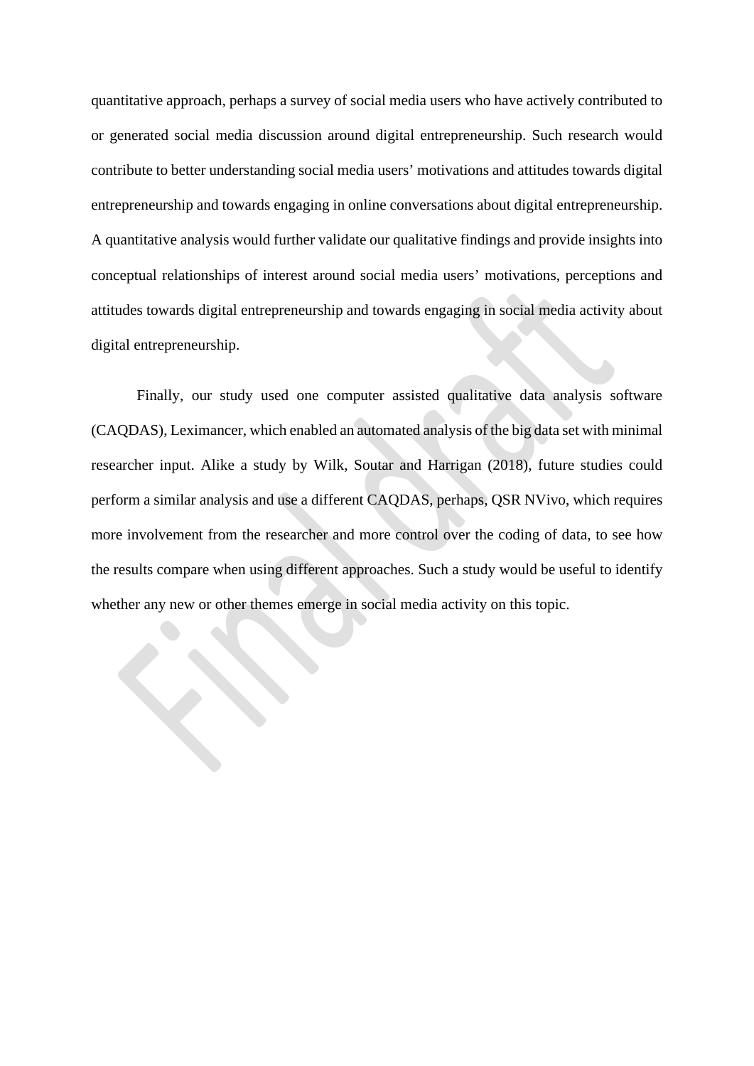quantitative approach, perhaps a survey of social media users who have actively contributed to or generated social media discussion around digital entrepreneurship. Such research would contribute to better understanding social media users' motivations and attitudes towards digital entrepreneurship and towards engaging in online conversations about digital entrepreneurship. A quantitative analysis would further validate our qualitative findings and provide insights into conceptual relationships of interest around social media users' motivations, perceptions and attitudes towards digital entrepreneurship and towards engaging in social media activity about digital entrepreneurship.

Finally, our study used one computer assisted qualitative data analysis software (CAQDAS), Leximancer, which enabled an automated analysis of the big data set with minimal researcher input. Alike a study by Wilk, Soutar and Harrigan (2018), future studies could perform a similar analysis and use a different CAQDAS, perhaps, QSR NVivo, which requires more involvement from the researcher and more control over the coding of data, to see how the results compare when using different approaches. Such a study would be useful to identify whether any new or other themes emerge in social media activity on this topic.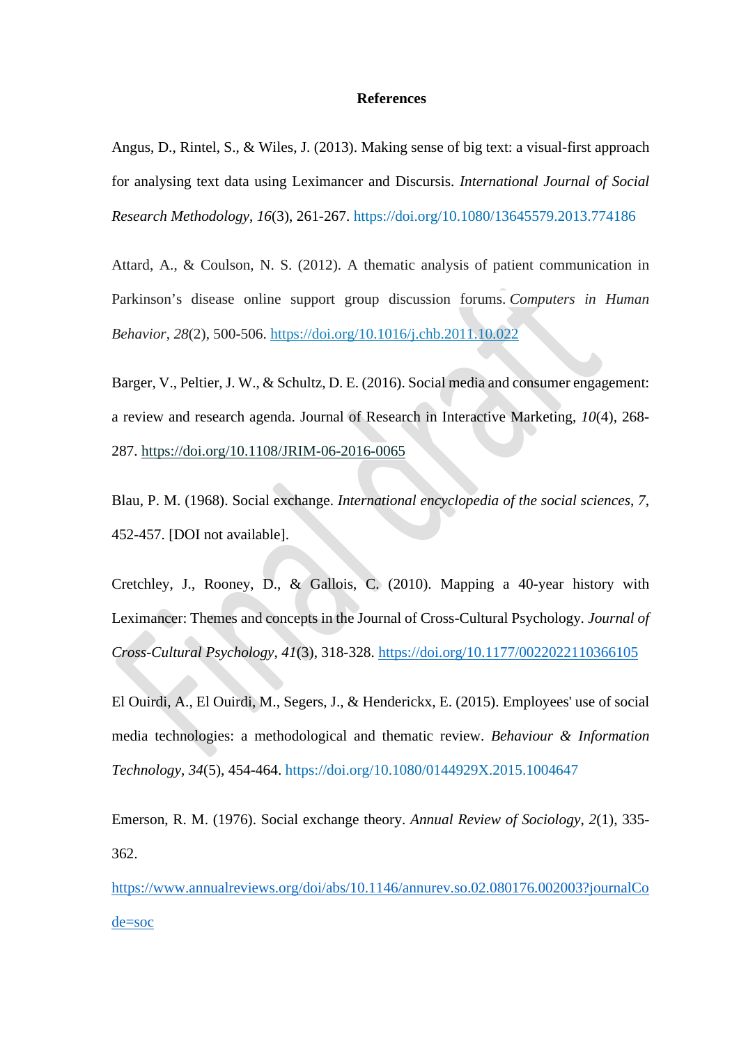## References

Angus, D., Rintel, S., & Wiles, J. (2013). Making sense of big text: a visual-first approach for analysing text data using Leximancer and Discursis. *International Journal of Social Research Methodology*, *16*(3), 261-267. https://doi.org/10.1080/13645579.2013.774186

Attard, A., & Coulson, N. S. (2012). A thematic analysis of patient communication in Parkinson's disease online support group discussion forums. *Computers in Human Behavior*, *28*(2), 500-506. https://doi.org/10.1016/j.chb.2011.10.022

Barger, V., Peltier, J. W., & Schultz, D. E. (2016). Social media and consumer engagement: a review and research agenda. Journal of Research in Interactive Marketing, *10*(4), 268-287. https://doi.org/10.1108/JRIM-06-2016-0065

Blau, P. M. (1968). Social exchange. *International encyclopedia of the social sciences*, *7*, 452-457. [DOI not available].

Cretchley, J., Rooney, D., & Gallois, C. (2010). Mapping a 40-year history with Leximancer: Themes and concepts in the Journal of Cross-Cultural Psychology. *Journal of Cross-Cultural Psychology*, *41*(3), 318-328. https://doi.org/10.1177/0022022110366105

El Ouirdi, A., El Ouirdi, M., Segers, J., & Henderickx, E. (2015). Employees' use of social media technologies: a methodological and thematic review. *Behaviour & Information Technology*, *34*(5), 454-464. https://doi.org/10.1080/0144929X.2015.1004647

Emerson, R. M. (1976). Social exchange theory. *Annual Review of Sociology*, *2*(1), 335-362. https://www.annualreviews.org/doi/abs/10.1146/annurev.so.02.080176.002003?journalCode=soc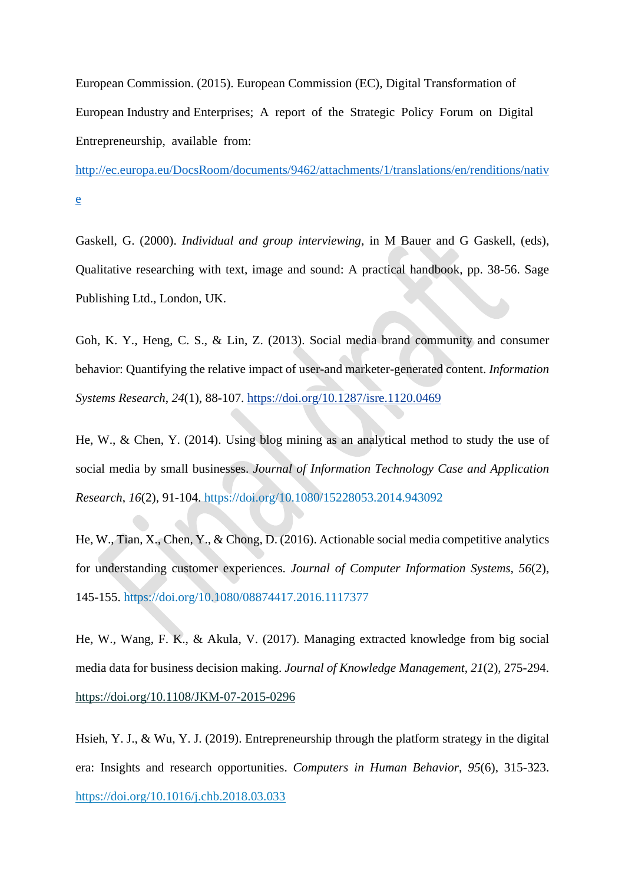European Commission. (2015). European Commission (EC), Digital Transformation of European Industry and Enterprises; A report of the Strategic Policy Forum on Digital Entrepreneurship, available from: http://ec.europa.eu/DocsRoom/documents/9462/attachments/1/translations/en/renditions/native

Gaskell, G. (2000). *Individual and group interviewing*, in M Bauer and G Gaskell, (eds), Qualitative researching with text, image and sound: A practical handbook, pp. 38-56. Sage Publishing Ltd., London, UK.

Goh, K. Y., Heng, C. S., & Lin, Z. (2013). Social media brand community and consumer behavior: Quantifying the relative impact of user-and marketer-generated content. *Information Systems Research*, *24*(1), 88-107. https://doi.org/10.1287/isre.1120.0469

He, W., & Chen, Y. (2014). Using blog mining as an analytical method to study the use of social media by small businesses. *Journal of Information Technology Case and Application Research*, *16*(2), 91-104. https://doi.org/10.1080/15228053.2014.943092

He, W., Tian, X., Chen, Y., & Chong, D. (2016). Actionable social media competitive analytics for understanding customer experiences. *Journal of Computer Information Systems*, *56*(2), 145-155. https://doi.org/10.1080/08874417.2016.1117377

He, W., Wang, F. K., & Akula, V. (2017). Managing extracted knowledge from big social media data for business decision making. *Journal of Knowledge Management*, *21*(2), 275-294. https://doi.org/10.1108/JKM-07-2015-0296

Hsieh, Y. J., & Wu, Y. J. (2019). Entrepreneurship through the platform strategy in the digital era: Insights and research opportunities. *Computers in Human Behavior*, *95*(6), 315-323. https://doi.org/10.1016/j.chb.2018.03.033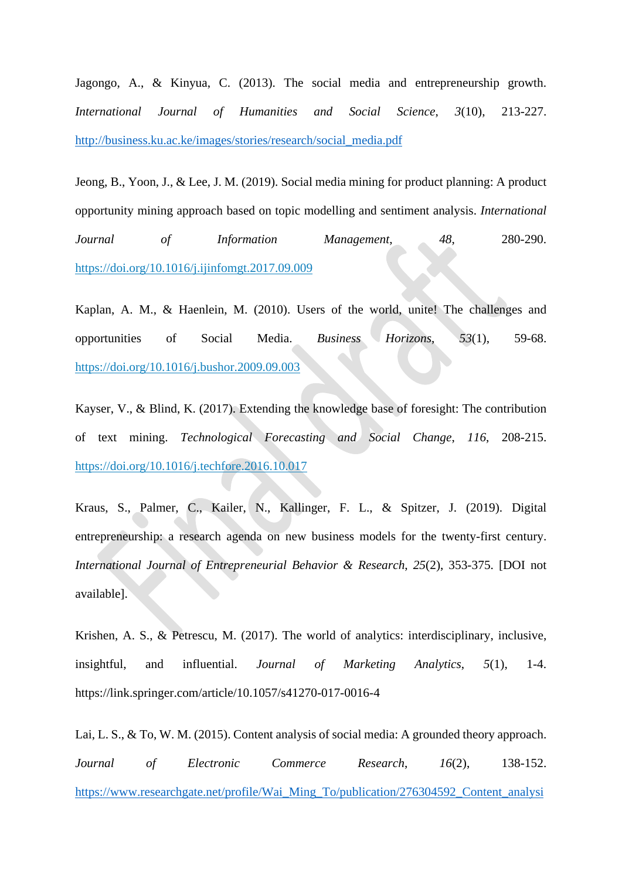Jagongo, A., & Kinyua, C. (2013). The social media and entrepreneurship growth. *International Journal of Humanities and Social Science*, *3*(10), 213-227. http://business.ku.ac.ke/images/stories/research/social_media.pdf

Jeong, B., Yoon, J., & Lee, J. M. (2019). Social media mining for product planning: A product opportunity mining approach based on topic modelling and sentiment analysis. *International Journal of Information Management*, *48*, 280-290. https://doi.org/10.1016/j.ijinfomgt.2017.09.009

Kaplan, A. M., & Haenlein, M. (2010). Users of the world, unite! The challenges and opportunities of Social Media. *Business Horizons*, *53*(1), 59-68. https://doi.org/10.1016/j.bushor.2009.09.003

Kayser, V., & Blind, K. (2017). Extending the knowledge base of foresight: The contribution of text mining. *Technological Forecasting and Social Change*, *116*, 208-215. https://doi.org/10.1016/j.techfore.2016.10.017

Kraus, S., Palmer, C., Kailer, N., Kallinger, F. L., & Spitzer, J. (2019). Digital entrepreneurship: a research agenda on new business models for the twenty-first century. *International Journal of Entrepreneurial Behavior & Research*, *25*(2), 353-375. [DOI not available].

Krishen, A. S., & Petrescu, M. (2017). The world of analytics: interdisciplinary, inclusive, insightful, and influential. *Journal of Marketing Analytics*, *5*(1), 1-4. https://link.springer.com/article/10.1057/s41270-017-0016-4

Lai, L. S., & To, W. M. (2015). Content analysis of social media: A grounded theory approach. *Journal of Electronic Commerce Research*, *16*(2), 138-152. https://www.researchgate.net/profile/Wai_Ming_To/publication/276304592_Content_analysi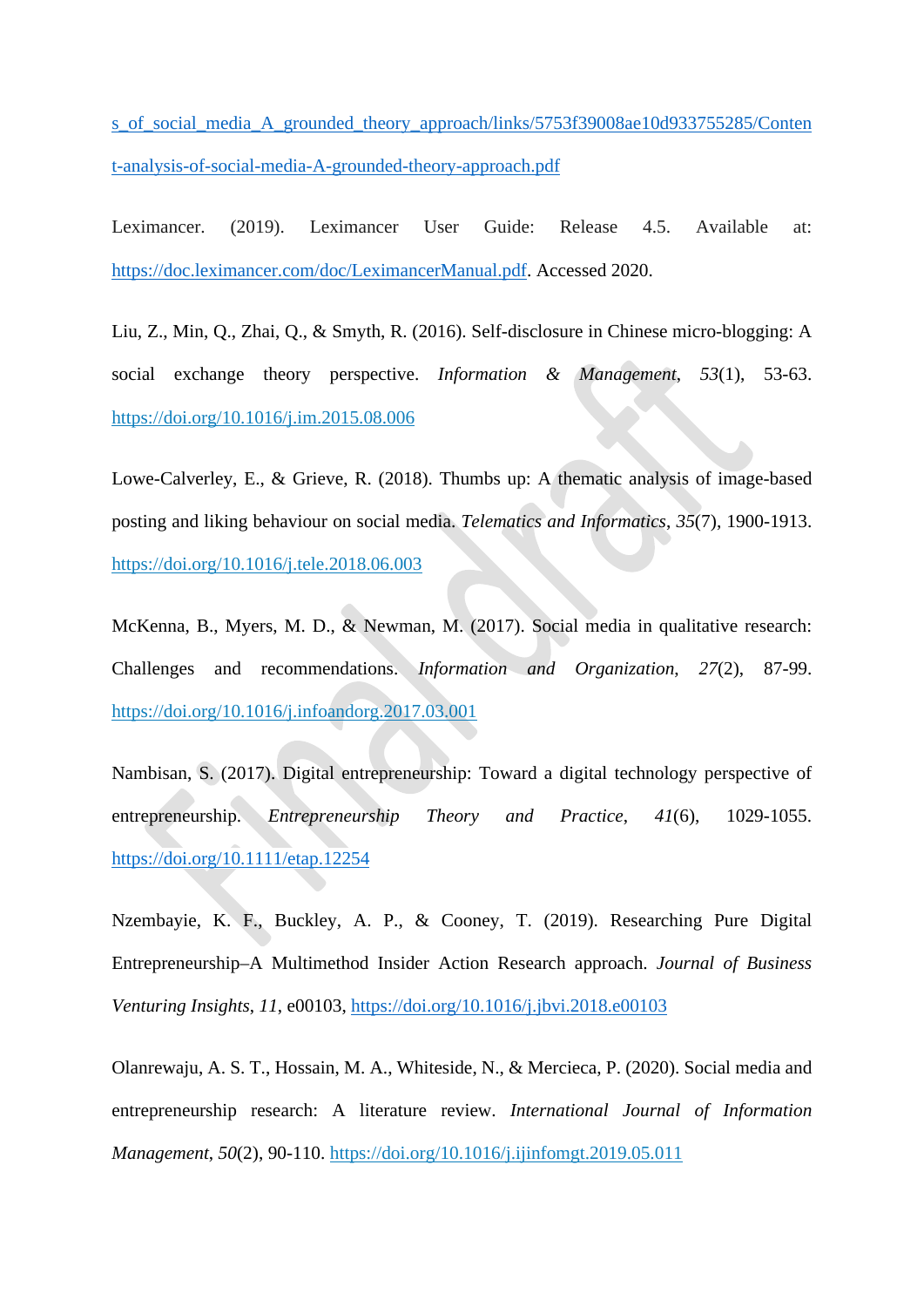s_of_social_media_A_grounded_theory_approach/links/5753f39008ae10d933755285/Content-analysis-of-social-media-A-grounded-theory-approach.pdf

Leximancer. (2019). Leximancer User Guide: Release 4.5. Available at: https://doc.leximancer.com/doc/LeximancerManual.pdf. Accessed 2020.

Liu, Z., Min, Q., Zhai, Q., & Smyth, R. (2016). Self-disclosure in Chinese micro-blogging: A social exchange theory perspective. *Information & Management*, *53*(1), 53-63. https://doi.org/10.1016/j.im.2015.08.006

Lowe-Calverley, E., & Grieve, R. (2018). Thumbs up: A thematic analysis of image-based posting and liking behaviour on social media. *Telematics and Informatics*, *35*(7), 1900-1913. https://doi.org/10.1016/j.tele.2018.06.003

McKenna, B., Myers, M. D., & Newman, M. (2017). Social media in qualitative research: Challenges and recommendations. *Information and Organization*, *27*(2), 87-99. https://doi.org/10.1016/j.infoandorg.2017.03.001

Nambisan, S. (2017). Digital entrepreneurship: Toward a digital technology perspective of entrepreneurship. *Entrepreneurship Theory and Practice*, *41*(6), 1029-1055. https://doi.org/10.1111/etap.12254

Nzembayie, K. F., Buckley, A. P., & Cooney, T. (2019). Researching Pure Digital Entrepreneurship–A Multimethod Insider Action Research approach. *Journal of Business Venturing Insights*, *11*, e00103, https://doi.org/10.1016/j.jbvi.2018.e00103

Olanrewaju, A. S. T., Hossain, M. A., Whiteside, N., & Mercieca, P. (2020). Social media and entrepreneurship research: A literature review. *International Journal of Information Management*, *50*(2), 90-110. https://doi.org/10.1016/j.ijinfomgt.2019.05.011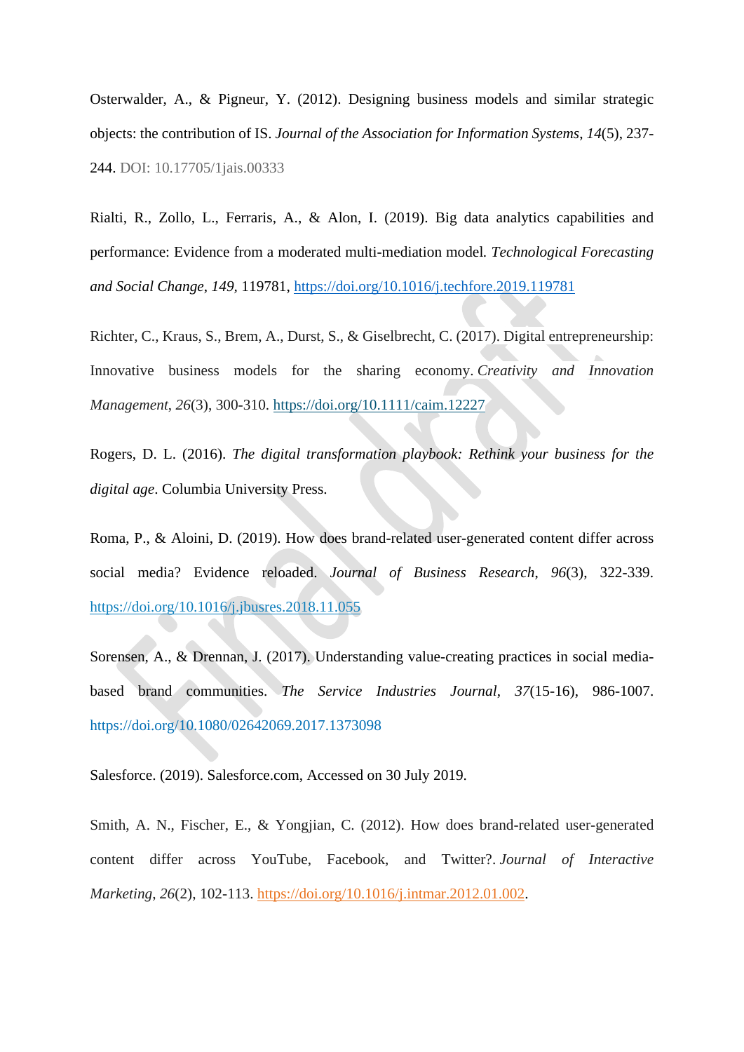Osterwalder, A., & Pigneur, Y. (2012). Designing business models and similar strategic objects: the contribution of IS. *Journal of the Association for Information Systems*, *14*(5), 237-244. DOI: 10.17705/1jais.00333

Rialti, R., Zollo, L., Ferraris, A., & Alon, I. (2019). Big data analytics capabilities and performance: Evidence from a moderated multi-mediation model. *Technological Forecasting and Social Change*, *149*, 119781, https://doi.org/10.1016/j.techfore.2019.119781

Richter, C., Kraus, S., Brem, A., Durst, S., & Giselbrecht, C. (2017). Digital entrepreneurship: Innovative business models for the sharing economy. *Creativity and Innovation Management*, *26*(3), 300-310. https://doi.org/10.1111/caim.12227

Rogers, D. L. (2016). *The digital transformation playbook: Rethink your business for the digital age*. Columbia University Press.

Roma, P., & Aloini, D. (2019). How does brand-related user-generated content differ across social media? Evidence reloaded. *Journal of Business Research*, *96*(3), 322-339. https://doi.org/10.1016/j.jbusres.2018.11.055

Sorensen, A., & Drennan, J. (2017). Understanding value-creating practices in social media-based brand communities. *The Service Industries Journal*, *37*(15-16), 986-1007. https://doi.org/10.1080/02642069.2017.1373098

Salesforce. (2019). Salesforce.com, Accessed on 30 July 2019.

Smith, A. N., Fischer, E., & Yongjian, C. (2012). How does brand-related user-generated content differ across YouTube, Facebook, and Twitter?. *Journal of Interactive Marketing*, *26*(2), 102-113. https://doi.org/10.1016/j.intmar.2012.01.002.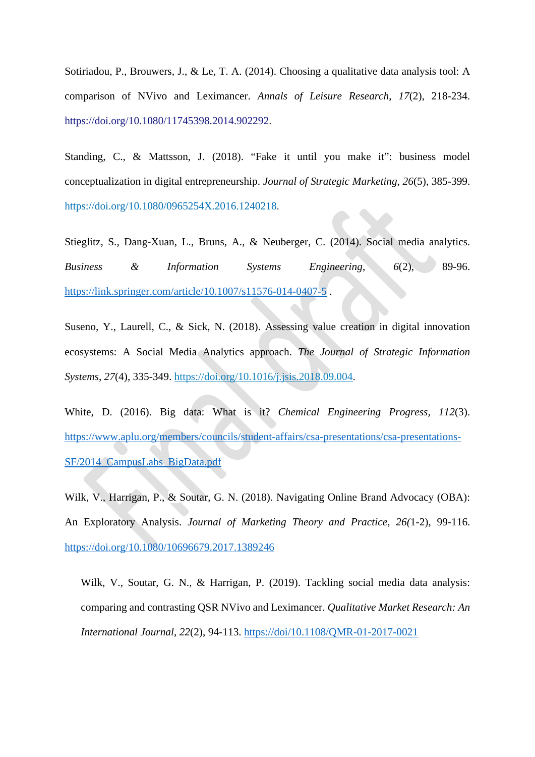Sotiriadou, P., Brouwers, J., & Le, T. A. (2014). Choosing a qualitative data analysis tool: A comparison of NVivo and Leximancer. *Annals of Leisure Research*, *17*(2), 218-234. https://doi.org/10.1080/11745398.2014.902292.

Standing, C., & Mattsson, J. (2018). "Fake it until you make it": business model conceptualization in digital entrepreneurship. *Journal of Strategic Marketing*, *26*(5), 385-399. https://doi.org/10.1080/0965254X.2016.1240218.

Stieglitz, S., Dang-Xuan, L., Bruns, A., & Neuberger, C. (2014). Social media analytics. *Business & Information Systems Engineering*, *6*(2), 89-96. https://link.springer.com/article/10.1007/s11576-014-0407-5 .

Suseno, Y., Laurell, C., & Sick, N. (2018). Assessing value creation in digital innovation ecosystems: A Social Media Analytics approach. *The Journal of Strategic Information Systems*, *27*(4), 335-349. https://doi.org/10.1016/j.jsis.2018.09.004.

White, D. (2016). Big data: What is it? *Chemical Engineering Progress*, *112*(3). https://www.aplu.org/members/councils/student-affairs/csa-presentations/csa-presentations-SF/2014_CampusLabs_BigData.pdf

Wilk, V., Harrigan, P., & Soutar, G. N. (2018). Navigating Online Brand Advocacy (OBA): An Exploratory Analysis. *Journal of Marketing Theory and Practice*, *26*(1-2), 99-116. https://doi.org/10.1080/10696679.2017.1389246

Wilk, V., Soutar, G. N., & Harrigan, P. (2019). Tackling social media data analysis: comparing and contrasting QSR NVivo and Leximancer. *Qualitative Market Research: An International Journal*, *22*(2), 94-113. https://doi/10.1108/QMR-01-2017-0021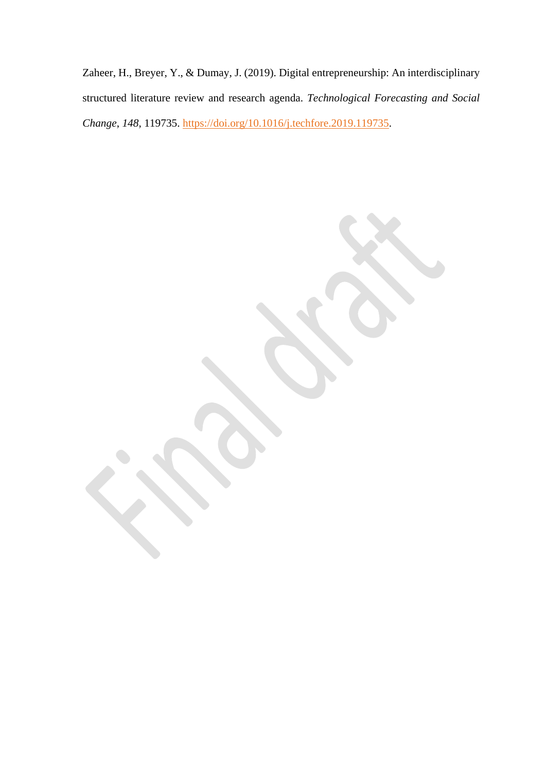Zaheer, H., Breyer, Y., & Dumay, J. (2019). Digital entrepreneurship: An interdisciplinary structured literature review and research agenda. *Technological Forecasting and Social Change*, *148*, 119735. https://doi.org/10.1016/j.techfore.2019.119735.